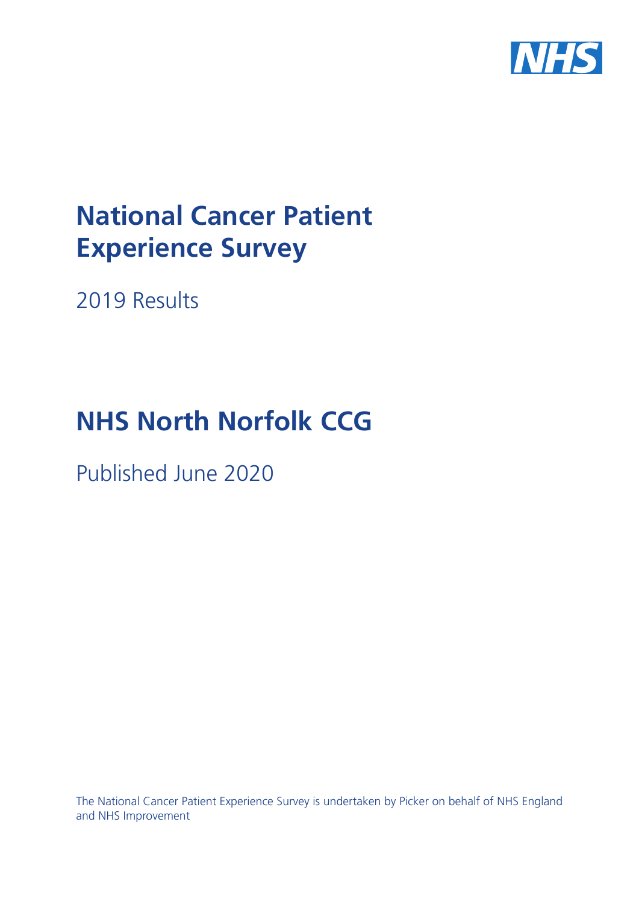# National Cancer Patient Experience Survey

2019 Results

# NHS North Norfolk CCG

Published June 2020

The National Cancer Patient Experience Survey is undertaken by Picker on behalf of NHS England and NHS Improvement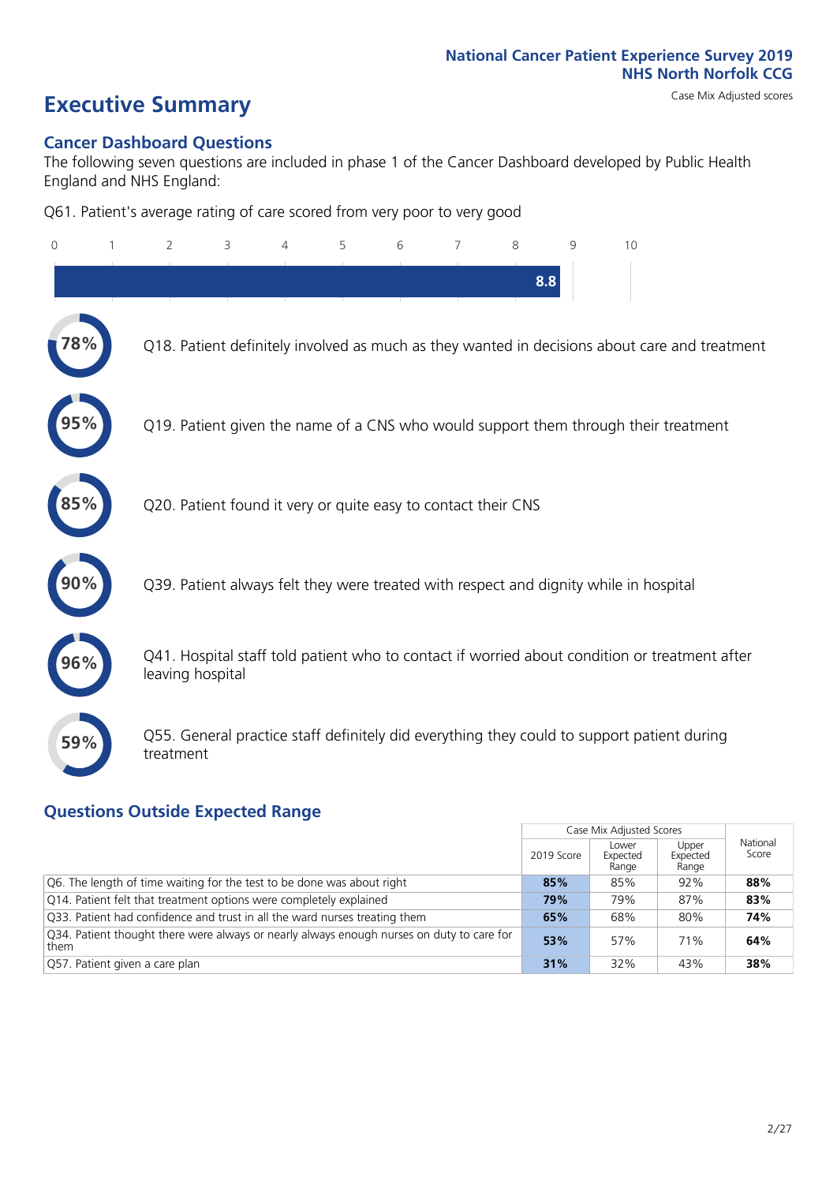National Cancer Patient Experience Survey 2019
NHS North Norfolk CCG

# Executive Summary

Case Mix Adjusted scores

## Cancer Dashboard Questions

The following seven questions are included in phase 1 of the Cancer Dashboard developed by Public Health England and NHS England:

Q61. Patient's average rating of care scored from very poor to very good

8.8

- **78%** Q18. Patient definitely involved as much as they wanted in decisions about care and treatment
- **95%** Q19. Patient given the name of a CNS who would support them through their treatment
- **85%** Q20. Patient found it very or quite easy to contact their CNS
- **90%** Q39. Patient always felt they were treated with respect and dignity while in hospital
- **96%** Q41. Hospital staff told patient who to contact if worried about condition or treatment after leaving hospital
- **59%** Q55. General practice staff definitely did everything they could to support patient during treatment

## Questions Outside Expected Range

| | Case Mix Adjusted Scores | | | National Score |
|---|---|---|---|---|
| | 2019 Score | Lower Expected Range | Upper Expected Range | |
| Q6. The length of time waiting for the test to be done was about right | **85%** | 85% | 92% | **88%** |
| Q14. Patient felt that treatment options were completely explained | **79%** | 79% | 87% | **83%** |
| Q33. Patient had confidence and trust in all the ward nurses treating them | **65%** | 68% | 80% | **74%** |
| Q34. Patient thought there were always or nearly always enough nurses on duty to care for them | **53%** | 57% | 71% | **64%** |
| Q57. Patient given a care plan | **31%** | 32% | 43% | **38%** |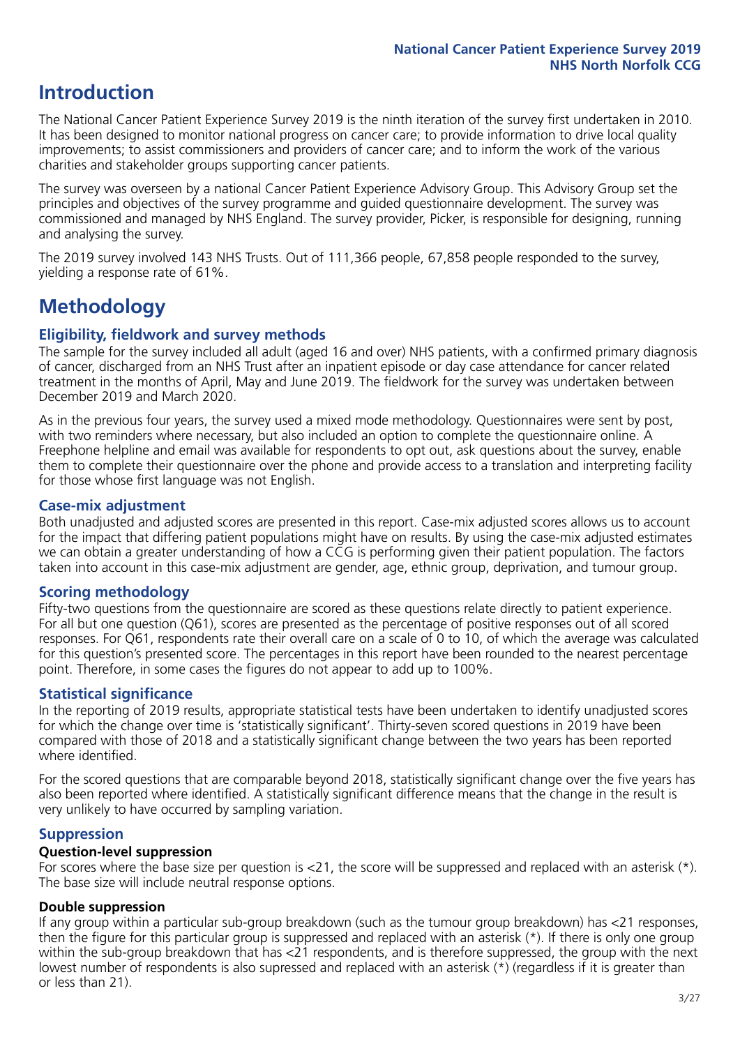# Introduction

The National Cancer Patient Experience Survey 2019 is the ninth iteration of the survey first undertaken in 2010. It has been designed to monitor national progress on cancer care; to provide information to drive local quality improvements; to assist commissioners and providers of cancer care; and to inform the work of the various charities and stakeholder groups supporting cancer patients.

The survey was overseen by a national Cancer Patient Experience Advisory Group. This Advisory Group set the principles and objectives of the survey programme and guided questionnaire development. The survey was commissioned and managed by NHS England. The survey provider, Picker, is responsible for designing, running and analysing the survey.

The 2019 survey involved 143 NHS Trusts. Out of 111,366 people, 67,858 people responded to the survey, yielding a response rate of 61%.

# Methodology

## Eligibility, fieldwork and survey methods

The sample for the survey included all adult (aged 16 and over) NHS patients, with a confirmed primary diagnosis of cancer, discharged from an NHS Trust after an inpatient episode or day case attendance for cancer related treatment in the months of April, May and June 2019. The fieldwork for the survey was undertaken between December 2019 and March 2020.

As in the previous four years, the survey used a mixed mode methodology. Questionnaires were sent by post, with two reminders where necessary, but also included an option to complete the questionnaire online. A Freephone helpline and email was available for respondents to opt out, ask questions about the survey, enable them to complete their questionnaire over the phone and provide access to a translation and interpreting facility for those whose first language was not English.

## Case-mix adjustment

Both unadjusted and adjusted scores are presented in this report. Case-mix adjusted scores allows us to account for the impact that differing patient populations might have on results. By using the case-mix adjusted estimates we can obtain a greater understanding of how a CCG is performing given their patient population. The factors taken into account in this case-mix adjustment are gender, age, ethnic group, deprivation, and tumour group.

## Scoring methodology

Fifty-two questions from the questionnaire are scored as these questions relate directly to patient experience. For all but one question (Q61), scores are presented as the percentage of positive responses out of all scored responses. For Q61, respondents rate their overall care on a scale of 0 to 10, of which the average was calculated for this question's presented score. The percentages in this report have been rounded to the nearest percentage point. Therefore, in some cases the figures do not appear to add up to 100%.

## Statistical significance

In the reporting of 2019 results, appropriate statistical tests have been undertaken to identify unadjusted scores for which the change over time is 'statistically significant'. Thirty-seven scored questions in 2019 have been compared with those of 2018 and a statistically significant change between the two years has been reported where identified.

For the scored questions that are comparable beyond 2018, statistically significant change over the five years has also been reported where identified. A statistically significant difference means that the change in the result is very unlikely to have occurred by sampling variation.

## Suppression

### Question-level suppression

For scores where the base size per question is <21, the score will be suppressed and replaced with an asterisk (*). The base size will include neutral response options.

### Double suppression

If any group within a particular sub-group breakdown (such as the tumour group breakdown) has <21 responses, then the figure for this particular group is suppressed and replaced with an asterisk (*). If there is only one group within the sub-group breakdown that has <21 respondents, and is therefore suppressed, the group with the next lowest number of respondents is also supressed and replaced with an asterisk (*) (regardless if it is greater than or less than 21).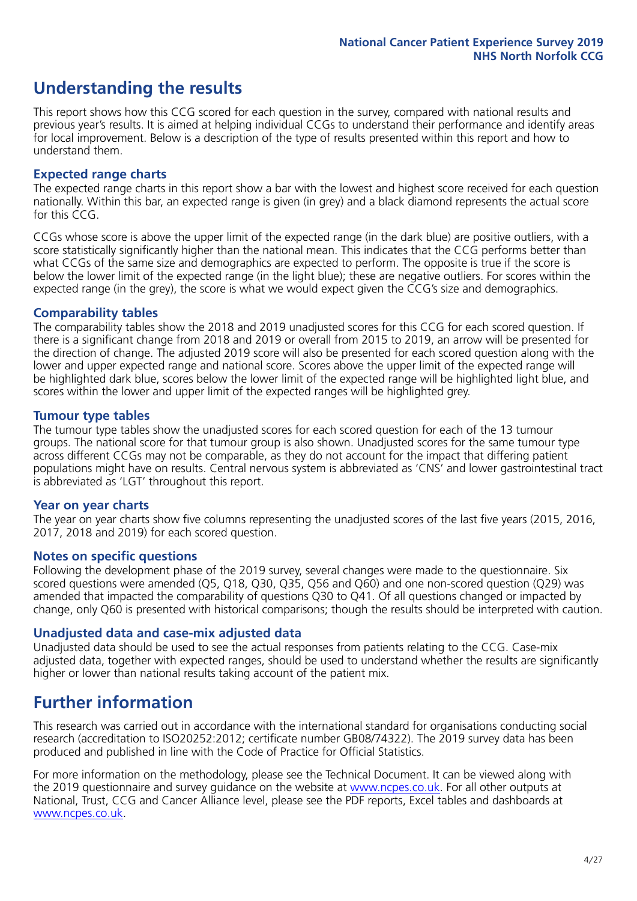# Understanding the results

This report shows how this CCG scored for each question in the survey, compared with national results and previous year's results. It is aimed at helping individual CCGs to understand their performance and identify areas for local improvement. Below is a description of the type of results presented within this report and how to understand them.

### Expected range charts

The expected range charts in this report show a bar with the lowest and highest score received for each question nationally. Within this bar, an expected range is given (in grey) and a black diamond represents the actual score for this CCG.

CCGs whose score is above the upper limit of the expected range (in the dark blue) are positive outliers, with a score statistically significantly higher than the national mean. This indicates that the CCG performs better than what CCGs of the same size and demographics are expected to perform. The opposite is true if the score is below the lower limit of the expected range (in the light blue); these are negative outliers. For scores within the expected range (in the grey), the score is what we would expect given the CCG's size and demographics.

### Comparability tables

The comparability tables show the 2018 and 2019 unadjusted scores for this CCG for each scored question. If there is a significant change from 2018 and 2019 or overall from 2015 to 2019, an arrow will be presented for the direction of change. The adjusted 2019 score will also be presented for each scored question along with the lower and upper expected range and national score. Scores above the upper limit of the expected range will be highlighted dark blue, scores below the lower limit of the expected range will be highlighted light blue, and scores within the lower and upper limit of the expected ranges will be highlighted grey.

### Tumour type tables

The tumour type tables show the unadjusted scores for each scored question for each of the 13 tumour groups. The national score for that tumour group is also shown. Unadjusted scores for the same tumour type across different CCGs may not be comparable, as they do not account for the impact that differing patient populations might have on results. Central nervous system is abbreviated as 'CNS' and lower gastrointestinal tract is abbreviated as 'LGT' throughout this report.

### Year on year charts

The year on year charts show five columns representing the unadjusted scores of the last five years (2015, 2016, 2017, 2018 and 2019) for each scored question.

### Notes on specific questions

Following the development phase of the 2019 survey, several changes were made to the questionnaire. Six scored questions were amended (Q5, Q18, Q30, Q35, Q56 and Q60) and one non-scored question (Q29) was amended that impacted the comparability of questions Q30 to Q41. Of all questions changed or impacted by change, only Q60 is presented with historical comparisons; though the results should be interpreted with caution.

### Unadjusted data and case-mix adjusted data

Unadjusted data should be used to see the actual responses from patients relating to the CCG. Case-mix adjusted data, together with expected ranges, should be used to understand whether the results are significantly higher or lower than national results taking account of the patient mix.

# Further information

This research was carried out in accordance with the international standard for organisations conducting social research (accreditation to ISO20252:2012; certificate number GB08/74322). The 2019 survey data has been produced and published in line with the Code of Practice for Official Statistics.

For more information on the methodology, please see the Technical Document. It can be viewed along with the 2019 questionnaire and survey guidance on the website at www.ncpes.co.uk. For all other outputs at National, Trust, CCG and Cancer Alliance level, please see the PDF reports, Excel tables and dashboards at www.ncpes.co.uk.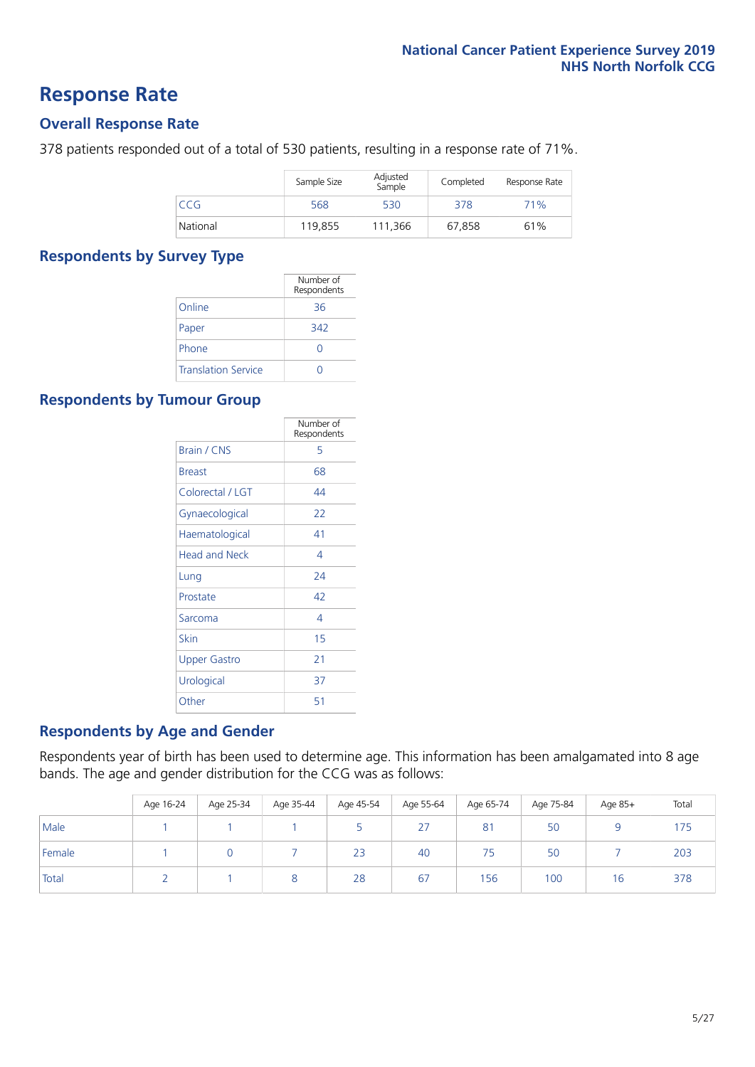# Response Rate

## Overall Response Rate

378 patients responded out of a total of 530 patients, resulting in a response rate of 71%.

| | Sample Size | Adjusted Sample | Completed | Response Rate |
|---|---|---|---|---|
| CCG | 568 | 530 | 378 | 71% |
| National | 119,855 | 111,366 | 67,858 | 61% |

## Respondents by Survey Type

| | Number of Respondents |
|---|---|
| Online | 36 |
| Paper | 342 |
| Phone | 0 |
| Translation Service | 0 |

## Respondents by Tumour Group

| | Number of Respondents |
|---|---|
| Brain / CNS | 5 |
| Breast | 68 |
| Colorectal / LGT | 44 |
| Gynaecological | 22 |
| Haematological | 41 |
| Head and Neck | 4 |
| Lung | 24 |
| Prostate | 42 |
| Sarcoma | 4 |
| Skin | 15 |
| Upper Gastro | 21 |
| Urological | 37 |
| Other | 51 |

## Respondents by Age and Gender

Respondents year of birth has been used to determine age. This information has been amalgamated into 8 age bands. The age and gender distribution for the CCG was as follows:

| | Age 16-24 | Age 25-34 | Age 35-44 | Age 45-54 | Age 55-64 | Age 65-74 | Age 75-84 | Age 85+ | Total |
|---|---|---|---|---|---|---|---|---|---|
| Male | 1 | 1 | 1 | 5 | 27 | 81 | 50 | 9 | 175 |
| Female | 1 | 0 | 7 | 23 | 40 | 75 | 50 | 7 | 203 |
| Total | 2 | 1 | 8 | 28 | 67 | 156 | 100 | 16 | 378 |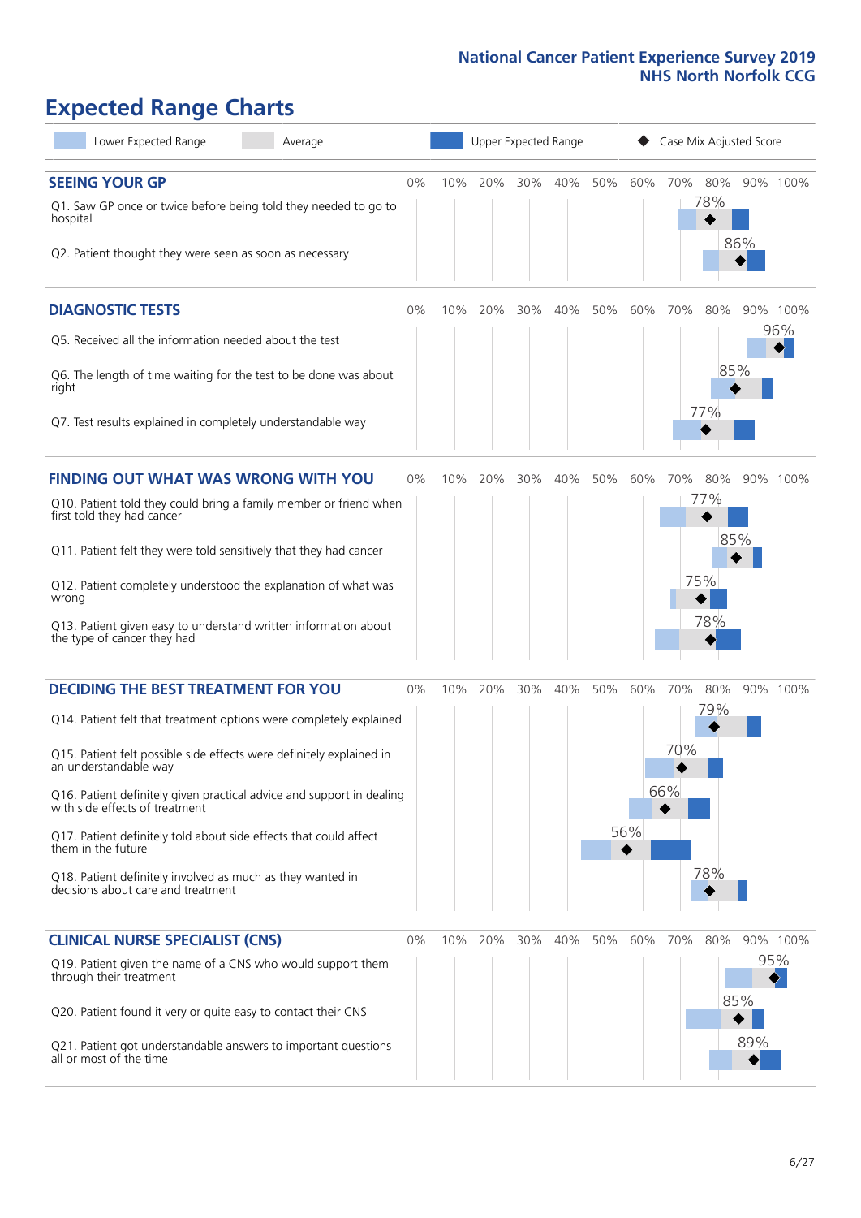# Expected Range Charts

Legend: Lower Expected Range | Average | Upper Expected Range | Case Mix Adjusted Score

## SEEING YOUR GP

| Question | Case Mix Adjusted Score |
|---|---|
| Q1. Saw GP once or twice before being told they needed to go to hospital | 78% |
| Q2. Patient thought they were seen as soon as necessary | 86% |

## DIAGNOSTIC TESTS

| Question | Case Mix Adjusted Score |
|---|---|
| Q5. Received all the information needed about the test | 96% |
| Q6. The length of time waiting for the test to be done was about right | 85% |
| Q7. Test results explained in completely understandable way | 77% |

## FINDING OUT WHAT WAS WRONG WITH YOU

| Question | Case Mix Adjusted Score |
|---|---|
| Q10. Patient told they could bring a family member or friend when first told they had cancer | 77% |
| Q11. Patient felt they were told sensitively that they had cancer | 85% |
| Q12. Patient completely understood the explanation of what was wrong | 75% |
| Q13. Patient given easy to understand written information about the type of cancer they had | 78% |

## DECIDING THE BEST TREATMENT FOR YOU

| Question | Case Mix Adjusted Score |
|---|---|
| Q14. Patient felt that treatment options were completely explained | 79% |
| Q15. Patient felt possible side effects were definitely explained in an understandable way | 70% |
| Q16. Patient definitely given practical advice and support in dealing with side effects of treatment | 66% |
| Q17. Patient definitely told about side effects that could affect them in the future | 56% |
| Q18. Patient definitely involved as much as they wanted in decisions about care and treatment | 78% |

## CLINICAL NURSE SPECIALIST (CNS)

| Question | Case Mix Adjusted Score |
|---|---|
| Q19. Patient given the name of a CNS who would support them through their treatment | 95% |
| Q20. Patient found it very or quite easy to contact their CNS | 85% |
| Q21. Patient got understandable answers to important questions all or most of the time | 89% |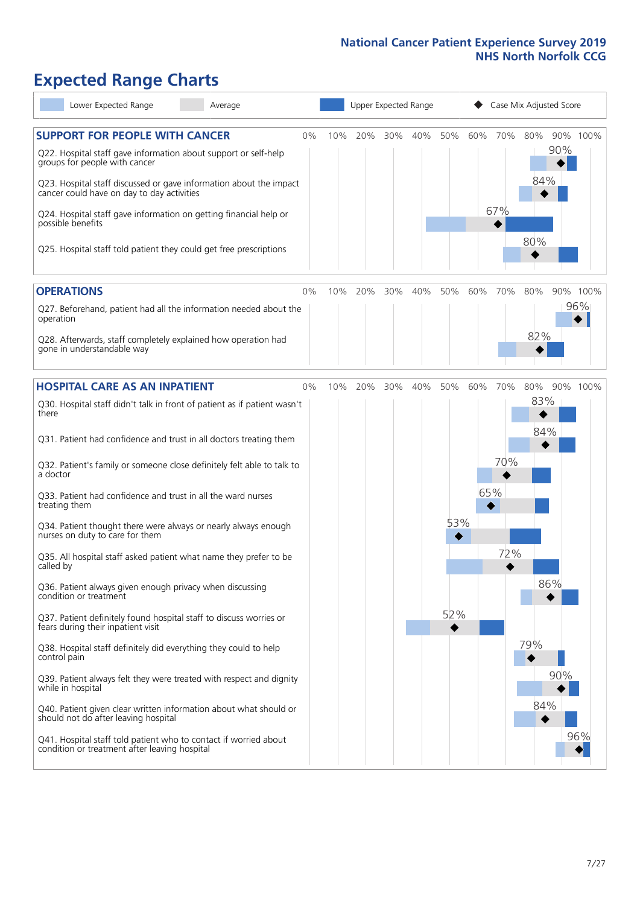# Expected Range Charts

Lower Expected Range | Average | Upper Expected Range | ◆ Case Mix Adjusted Score

## SUPPORT FOR PEOPLE WITH CANCER

| Question | Case Mix Adjusted Score |
|---|---|
| Q22. Hospital staff gave information about support or self-help groups for people with cancer | 90% |
| Q23. Hospital staff discussed or gave information about the impact cancer could have on day to day activities | 84% |
| Q24. Hospital staff gave information on getting financial help or possible benefits | 67% |
| Q25. Hospital staff told patient they could get free prescriptions | 80% |

## OPERATIONS

| Question | Case Mix Adjusted Score |
|---|---|
| Q27. Beforehand, patient had all the information needed about the operation | 96% |
| Q28. Afterwards, staff completely explained how operation had gone in understandable way | 82% |

## HOSPITAL CARE AS AN INPATIENT

| Question | Case Mix Adjusted Score |
|---|---|
| Q30. Hospital staff didn't talk in front of patient as if patient wasn't there | 83% |
| Q31. Patient had confidence and trust in all doctors treating them | 84% |
| Q32. Patient's family or someone close definitely felt able to talk to a doctor | 70% |
| Q33. Patient had confidence and trust in all the ward nurses treating them | 65% |
| Q34. Patient thought there were always or nearly always enough nurses on duty to care for them | 53% |
| Q35. All hospital staff asked patient what name they prefer to be called by | 72% |
| Q36. Patient always given enough privacy when discussing condition or treatment | 86% |
| Q37. Patient definitely found hospital staff to discuss worries or fears during their inpatient visit | 52% |
| Q38. Hospital staff definitely did everything they could to help control pain | 79% |
| Q39. Patient always felt they were treated with respect and dignity while in hospital | 90% |
| Q40. Patient given clear written information about what should or should not do after leaving hospital | 84% |
| Q41. Hospital staff told patient who to contact if worried about condition or treatment after leaving hospital | 96% |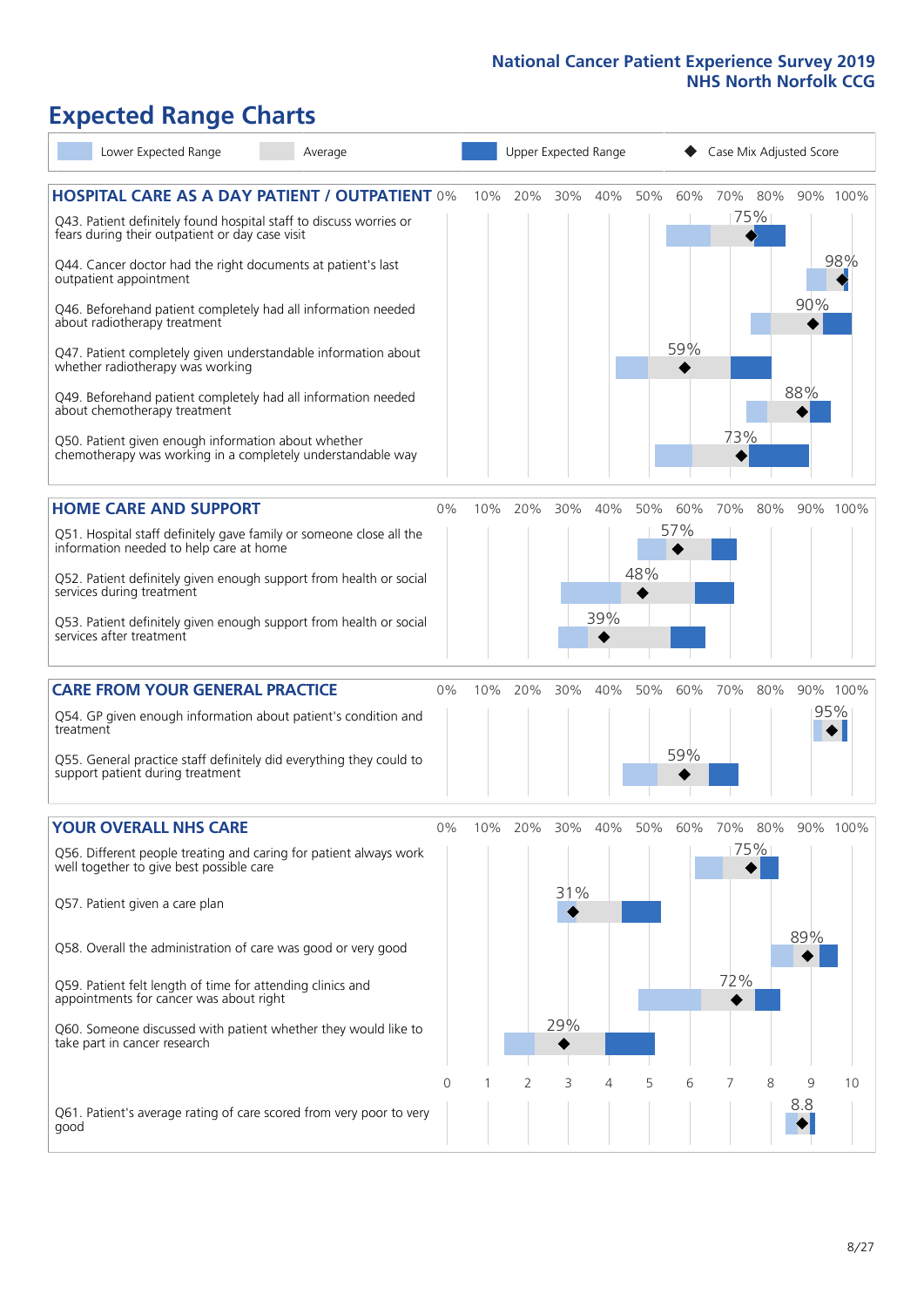# Expected Range Charts

Lower Expected Range | Average | Upper Expected Range | ◆ Case Mix Adjusted Score

## HOSPITAL CARE AS A DAY PATIENT / OUTPATIENT

| Question | Case Mix Adjusted Score |
| --- | --- |
| Q43. Patient definitely found hospital staff to discuss worries or fears during their outpatient or day case visit | 75% |
| Q44. Cancer doctor had the right documents at patient's last outpatient appointment | 98% |
| Q46. Beforehand patient completely had all information needed about radiotherapy treatment | 90% |
| Q47. Patient completely given understandable information about whether radiotherapy was working | 59% |
| Q49. Beforehand patient completely had all information needed about chemotherapy treatment | 88% |
| Q50. Patient given enough information about whether chemotherapy was working in a completely understandable way | 73% |

## HOME CARE AND SUPPORT

| Question | Case Mix Adjusted Score |
| --- | --- |
| Q51. Hospital staff definitely gave family or someone close all the information needed to help care at home | 57% |
| Q52. Patient definitely given enough support from health or social services during treatment | 48% |
| Q53. Patient definitely given enough support from health or social services after treatment | 39% |

## CARE FROM YOUR GENERAL PRACTICE

| Question | Case Mix Adjusted Score |
| --- | --- |
| Q54. GP given enough information about patient's condition and treatment | 95% |
| Q55. General practice staff definitely did everything they could to support patient during treatment | 59% |

## YOUR OVERALL NHS CARE

| Question | Case Mix Adjusted Score |
| --- | --- |
| Q56. Different people treating and caring for patient always work well together to give best possible care | 75% |
| Q57. Patient given a care plan | 31% |
| Q58. Overall the administration of care was good or very good | 89% |
| Q59. Patient felt length of time for attending clinics and appointments for cancer was about right | 72% |
| Q60. Someone discussed with patient whether they would like to take part in cancer research | 29% |
| Q61. Patient's average rating of care scored from very poor to very good | 8.8 |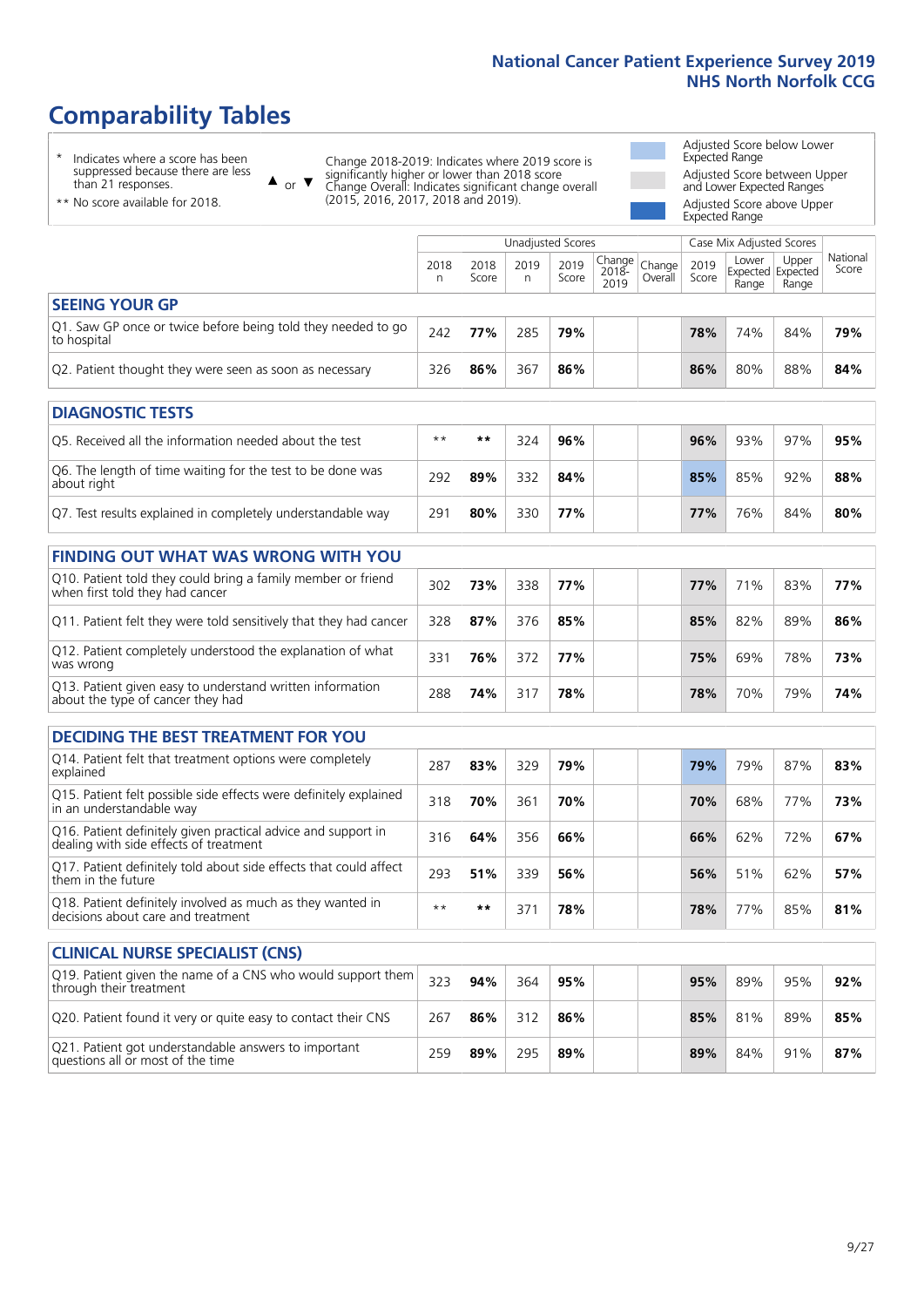# Comparability Tables

\* Indicates where a score has been suppressed because there are less than 21 responses.

\*\* No score available for 2018.

▲ or ▼ Change 2018-2019: Indicates where 2019 score is significantly higher or lower than 2018 score. Change Overall: Indicates significant change overall (2015, 2016, 2017, 2018 and 2019).

Adjusted Score below Lower Expected Range

Adjusted Score between Upper and Lower Expected Ranges

Adjusted Score above Upper Expected Range

| | Unadjusted Scores | | | | | | Case Mix Adjusted Scores | | | |
|---|---|---|---|---|---|---|---|---|---|---|
| | 2018 n | 2018 Score | 2019 n | 2019 Score | Change 2018-2019 | Change Overall | 2019 Score | Lower Expected Range | Upper Expected Range | National Score |
| **SEEING YOUR GP** | | | | | | | | | | |
| Q1. Saw GP once or twice before being told they needed to go to hospital | 242 | **77%** | 285 | **79%** | | | **78%** | 74% | 84% | **79%** |
| Q2. Patient thought they were seen as soon as necessary | 326 | **86%** | 367 | **86%** | | | **86%** | 80% | 88% | **84%** |
| **DIAGNOSTIC TESTS** | | | | | | | | | | |
| Q5. Received all the information needed about the test | ** | ** | 324 | **96%** | | | **96%** | 93% | 97% | **95%** |
| Q6. The length of time waiting for the test to be done was about right | 292 | **89%** | 332 | **84%** | | | **85%** | 85% | 92% | **88%** |
| Q7. Test results explained in completely understandable way | 291 | **80%** | 330 | **77%** | | | **77%** | 76% | 84% | **80%** |
| **FINDING OUT WHAT WAS WRONG WITH YOU** | | | | | | | | | | |
| Q10. Patient told they could bring a family member or friend when first told they had cancer | 302 | **73%** | 338 | **77%** | | | **77%** | 71% | 83% | **77%** |
| Q11. Patient felt they were told sensitively that they had cancer | 328 | **87%** | 376 | **85%** | | | **85%** | 82% | 89% | **86%** |
| Q12. Patient completely understood the explanation of what was wrong | 331 | **76%** | 372 | **77%** | | | **75%** | 69% | 78% | **73%** |
| Q13. Patient given easy to understand written information about the type of cancer they had | 288 | **74%** | 317 | **78%** | | | **78%** | 70% | 79% | **74%** |
| **DECIDING THE BEST TREATMENT FOR YOU** | | | | | | | | | | |
| Q14. Patient felt that treatment options were completely explained | 287 | **83%** | 329 | **79%** | | | **79%** | 79% | 87% | **83%** |
| Q15. Patient felt possible side effects were definitely explained in an understandable way | 318 | **70%** | 361 | **70%** | | | **70%** | 68% | 77% | **73%** |
| Q16. Patient definitely given practical advice and support in dealing with side effects of treatment | 316 | **64%** | 356 | **66%** | | | **66%** | 62% | 72% | **67%** |
| Q17. Patient definitely told about side effects that could affect them in the future | 293 | **51%** | 339 | **56%** | | | **56%** | 51% | 62% | **57%** |
| Q18. Patient definitely involved as much as they wanted in decisions about care and treatment | ** | ** | 371 | **78%** | | | **78%** | 77% | 85% | **81%** |
| **CLINICAL NURSE SPECIALIST (CNS)** | | | | | | | | | | |
| Q19. Patient given the name of a CNS who would support them through their treatment | 323 | **94%** | 364 | **95%** | | | **95%** | 89% | 95% | **92%** |
| Q20. Patient found it very or quite easy to contact their CNS | 267 | **86%** | 312 | **86%** | | | **85%** | 81% | 89% | **85%** |
| Q21. Patient got understandable answers to important questions all or most of the time | 259 | **89%** | 295 | **89%** | | | **89%** | 84% | 91% | **87%** |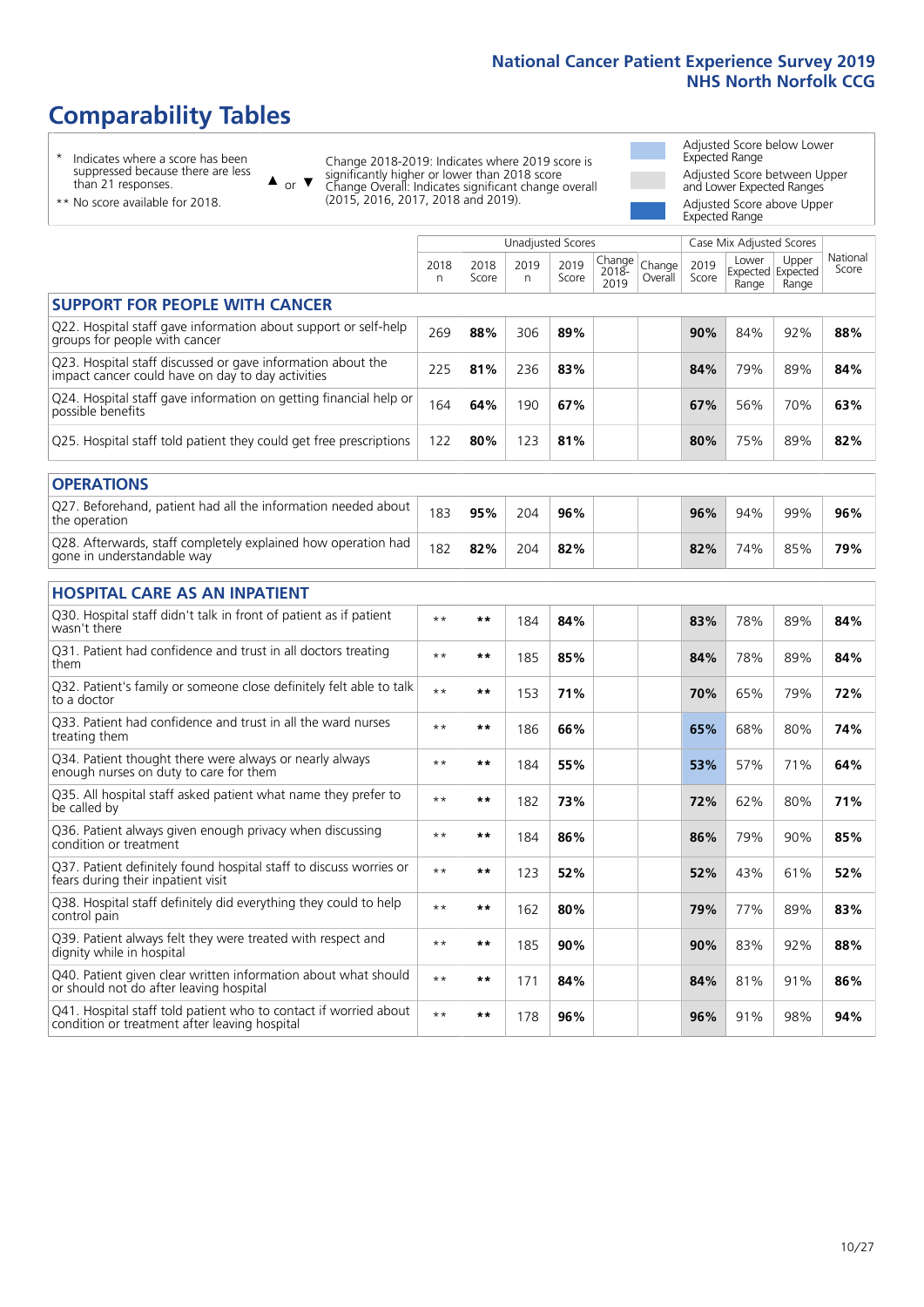# Comparability Tables

- \* Indicates where a score has been suppressed because there are less than 21 responses.
- \*\* No score available for 2018.

▲ or ▼ Change 2018-2019: Indicates where 2019 score is significantly higher or lower than 2018 score. Change Overall: Indicates significant change overall (2015, 2016, 2017, 2018 and 2019).

- Adjusted Score below Lower Expected Range
- Adjusted Score between Upper and Lower Expected Ranges
- Adjusted Score above Upper Expected Range

| | Unadjusted Scores | | | | | | Case Mix Adjusted Scores | | | |
|---|---|---|---|---|---|---|---|---|---|---|
| | 2018 n | 2018 Score | 2019 n | 2019 Score | Change 2018-2019 | Change Overall | 2019 Score | Lower Expected Range | Upper Expected Range | National Score |
| **SUPPORT FOR PEOPLE WITH CANCER** | | | | | | | | | | |
| Q22. Hospital staff gave information about support or self-help groups for people with cancer | 269 | **88%** | 306 | **89%** | | | **90%** | 84% | 92% | **88%** |
| Q23. Hospital staff discussed or gave information about the impact cancer could have on day to day activities | 225 | **81%** | 236 | **83%** | | | **84%** | 79% | 89% | **84%** |
| Q24. Hospital staff gave information on getting financial help or possible benefits | 164 | **64%** | 190 | **67%** | | | **67%** | 56% | 70% | **63%** |
| Q25. Hospital staff told patient they could get free prescriptions | 122 | **80%** | 123 | **81%** | | | **80%** | 75% | 89% | **82%** |
| **OPERATIONS** | | | | | | | | | | |
| Q27. Beforehand, patient had all the information needed about the operation | 183 | **95%** | 204 | **96%** | | | **96%** | 94% | 99% | **96%** |
| Q28. Afterwards, staff completely explained how operation had gone in understandable way | 182 | **82%** | 204 | **82%** | | | **82%** | 74% | 85% | **79%** |
| **HOSPITAL CARE AS AN INPATIENT** | | | | | | | | | | |
| Q30. Hospital staff didn't talk in front of patient as if patient wasn't there | ** | ** | 184 | **84%** | | | **83%** | 78% | 89% | **84%** |
| Q31. Patient had confidence and trust in all doctors treating them | ** | ** | 185 | **85%** | | | **84%** | 78% | 89% | **84%** |
| Q32. Patient's family or someone close definitely felt able to talk to a doctor | ** | ** | 153 | **71%** | | | **70%** | 65% | 79% | **72%** |
| Q33. Patient had confidence and trust in all the ward nurses treating them | ** | ** | 186 | **66%** | | | **65%** | 68% | 80% | **74%** |
| Q34. Patient thought there were always or nearly always enough nurses on duty to care for them | ** | ** | 184 | **55%** | | | **53%** | 57% | 71% | **64%** |
| Q35. All hospital staff asked patient what name they prefer to be called by | ** | ** | 182 | **73%** | | | **72%** | 62% | 80% | **71%** |
| Q36. Patient always given enough privacy when discussing condition or treatment | ** | ** | 184 | **86%** | | | **86%** | 79% | 90% | **85%** |
| Q37. Patient definitely found hospital staff to discuss worries or fears during their inpatient visit | ** | ** | 123 | **52%** | | | **52%** | 43% | 61% | **52%** |
| Q38. Hospital staff definitely did everything they could to help control pain | ** | ** | 162 | **80%** | | | **79%** | 77% | 89% | **83%** |
| Q39. Patient always felt they were treated with respect and dignity while in hospital | ** | ** | 185 | **90%** | | | **90%** | 83% | 92% | **88%** |
| Q40. Patient given clear written information about what should or should not do after leaving hospital | ** | ** | 171 | **84%** | | | **84%** | 81% | 91% | **86%** |
| Q41. Hospital staff told patient who to contact if worried about condition or treatment after leaving hospital | ** | ** | 178 | **96%** | | | **96%** | 91% | 98% | **94%** |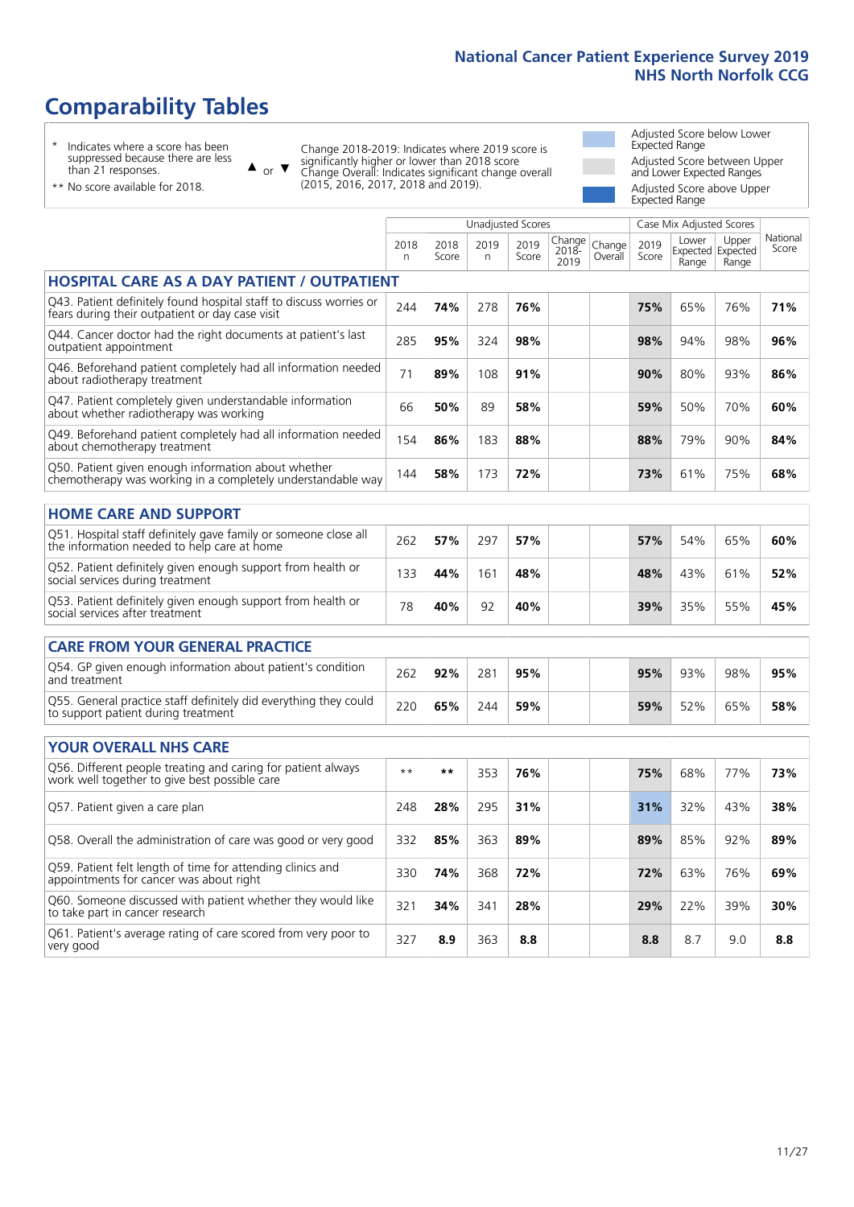# Comparability Tables

\* Indicates where a score has been suppressed because there are less than 21 responses.

** No score available for 2018.

▲ or ▼ Change 2018-2019: Indicates where 2019 score is significantly higher or lower than 2018 score
Change Overall: Indicates significant change overall (2015, 2016, 2017, 2018 and 2019).

Adjusted Score below Lower Expected Range

Adjusted Score between Upper and Lower Expected Ranges

Adjusted Score above Upper Expected Range

| | Unadjusted Scores | | | | | | Case Mix Adjusted Scores | | | |
|---|---|---|---|---|---|---|---|---|---|---|
| | 2018 n | 2018 Score | 2019 n | 2019 Score | Change 2018-2019 | Change Overall | 2019 Score | Lower Expected Range | Upper Expected Range | National Score |
| **HOSPITAL CARE AS A DAY PATIENT / OUTPATIENT** | | | | | | | | | | |
| Q43. Patient definitely found hospital staff to discuss worries or fears during their outpatient or day case visit | 244 | **74%** | 278 | **76%** | | | **75%** | 65% | 76% | **71%** |
| Q44. Cancer doctor had the right documents at patient's last outpatient appointment | 285 | **95%** | 324 | **98%** | | | **98%** | 94% | 98% | **96%** |
| Q46. Beforehand patient completely had all information needed about radiotherapy treatment | 71 | **89%** | 108 | **91%** | | | **90%** | 80% | 93% | **86%** |
| Q47. Patient completely given understandable information about whether radiotherapy was working | 66 | **50%** | 89 | **58%** | | | **59%** | 50% | 70% | **60%** |
| Q49. Beforehand patient completely had all information needed about chemotherapy treatment | 154 | **86%** | 183 | **88%** | | | **88%** | 79% | 90% | **84%** |
| Q50. Patient given enough information about whether chemotherapy was working in a completely understandable way | 144 | **58%** | 173 | **72%** | | | **73%** | 61% | 75% | **68%** |
| **HOME CARE AND SUPPORT** | | | | | | | | | | |
| Q51. Hospital staff definitely gave family or someone close all the information needed to help care at home | 262 | **57%** | 297 | **57%** | | | **57%** | 54% | 65% | **60%** |
| Q52. Patient definitely given enough support from health or social services during treatment | 133 | **44%** | 161 | **48%** | | | **48%** | 43% | 61% | **52%** |
| Q53. Patient definitely given enough support from health or social services after treatment | 78 | **40%** | 92 | **40%** | | | **39%** | 35% | 55% | **45%** |
| **CARE FROM YOUR GENERAL PRACTICE** | | | | | | | | | | |
| Q54. GP given enough information about patient's condition and treatment | 262 | **92%** | 281 | **95%** | | | **95%** | 93% | 98% | **95%** |
| Q55. General practice staff definitely did everything they could to support patient during treatment | 220 | **65%** | 244 | **59%** | | | **59%** | 52% | 65% | **58%** |
| **YOUR OVERALL NHS CARE** | | | | | | | | | | |
| Q56. Different people treating and caring for patient always work well together to give best possible care | ** | ** | 353 | **76%** | | | **75%** | 68% | 77% | **73%** |
| Q57. Patient given a care plan | 248 | **28%** | 295 | **31%** | | | **31%** | 32% | 43% | **38%** |
| Q58. Overall the administration of care was good or very good | 332 | **85%** | 363 | **89%** | | | **89%** | 85% | 92% | **89%** |
| Q59. Patient felt length of time for attending clinics and appointments for cancer was about right | 330 | **74%** | 368 | **72%** | | | **72%** | 63% | 76% | **69%** |
| Q60. Someone discussed with patient whether they would like to take part in cancer research | 321 | **34%** | 341 | **28%** | | | **29%** | 22% | 39% | **30%** |
| Q61. Patient's average rating of care scored from very poor to very good | 327 | **8.9** | 363 | **8.8** | | | **8.8** | 8.7 | 9.0 | **8.8** |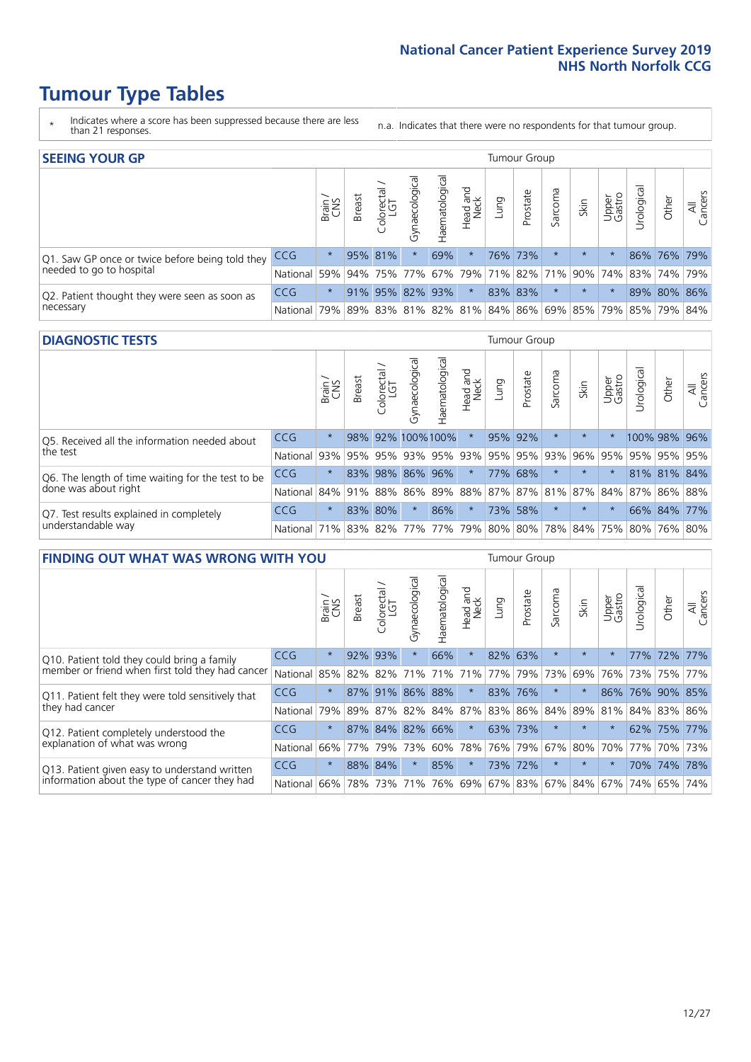# Tumour Type Tables

\* Indicates where a score has been suppressed because there are less than 21 responses.

n.a. Indicates that there were no respondents for that tumour group.

## SEEING YOUR GP

| | | Brain / CNS | Breast | Colorectal / LGT | Gynaecological | Haematological | Head and Neck | Lung | Prostate | Sarcoma | Skin | Upper Gastro | Urological | Other | All Cancers |
|---|---|---|---|---|---|---|---|---|---|---|---|---|---|---|---|
| Q1. Saw GP once or twice before being told they needed to go to hospital | CCG | * | 95% | 81% | * | 69% | * | 76% | 73% | * | * | * | 86% | 76% | 79% |
| | National | 59% | 94% | 75% | 77% | 67% | 79% | 71% | 82% | 71% | 90% | 74% | 83% | 74% | 79% |
| Q2. Patient thought they were seen as soon as necessary | CCG | * | 91% | 95% | 82% | 93% | * | 83% | 83% | * | * | * | 89% | 80% | 86% |
| | National | 79% | 89% | 83% | 81% | 82% | 81% | 84% | 86% | 69% | 85% | 79% | 85% | 79% | 84% |

## DIAGNOSTIC TESTS

| | | Brain / CNS | Breast | Colorectal / LGT | Gynaecological | Haematological | Head and Neck | Lung | Prostate | Sarcoma | Skin | Upper Gastro | Urological | Other | All Cancers |
|---|---|---|---|---|---|---|---|---|---|---|---|---|---|---|---|
| Q5. Received all the information needed about the test | CCG | * | 98% | 92% | 100% | 100% | * | 95% | 92% | * | * | * | 100% | 98% | 96% |
| | National | 93% | 95% | 95% | 93% | 95% | 93% | 95% | 95% | 93% | 96% | 95% | 95% | 95% | 95% |
| Q6. The length of time waiting for the test to be done was about right | CCG | * | 83% | 98% | 86% | 96% | * | 77% | 68% | * | * | * | 81% | 81% | 84% |
| | National | 84% | 91% | 88% | 86% | 89% | 88% | 87% | 87% | 81% | 87% | 84% | 87% | 86% | 88% |
| Q7. Test results explained in completely understandable way | CCG | * | 83% | 80% | * | 86% | * | 73% | 58% | * | * | * | 66% | 84% | 77% |
| | National | 71% | 83% | 82% | 77% | 77% | 79% | 80% | 80% | 78% | 84% | 75% | 80% | 76% | 80% |

## FINDING OUT WHAT WAS WRONG WITH YOU

| | | Brain / CNS | Breast | Colorectal / LGT | Gynaecological | Haematological | Head and Neck | Lung | Prostate | Sarcoma | Skin | Upper Gastro | Urological | Other | All Cancers |
|---|---|---|---|---|---|---|---|---|---|---|---|---|---|---|---|
| Q10. Patient told they could bring a family member or friend when first told they had cancer | CCG | * | 92% | 93% | * | 66% | * | 82% | 63% | * | * | * | 77% | 72% | 77% |
| | National | 85% | 82% | 82% | 71% | 71% | 71% | 77% | 79% | 73% | 69% | 76% | 73% | 75% | 77% |
| Q11. Patient felt they were told sensitively that they had cancer | CCG | * | 87% | 91% | 86% | 88% | * | 83% | 76% | * | * | 86% | 76% | 90% | 85% |
| | National | 79% | 89% | 87% | 82% | 84% | 87% | 83% | 86% | 84% | 89% | 81% | 84% | 83% | 86% |
| Q12. Patient completely understood the explanation of what was wrong | CCG | * | 87% | 84% | 82% | 66% | * | 63% | 73% | * | * | * | 62% | 75% | 77% |
| | National | 66% | 77% | 79% | 73% | 60% | 78% | 76% | 79% | 67% | 80% | 70% | 77% | 70% | 73% |
| Q13. Patient given easy to understand written information about the type of cancer they had | CCG | * | 88% | 84% | * | 85% | * | 73% | 72% | * | * | * | 70% | 74% | 78% |
| | National | 66% | 78% | 73% | 71% | 76% | 69% | 67% | 83% | 67% | 84% | 67% | 74% | 65% | 74% |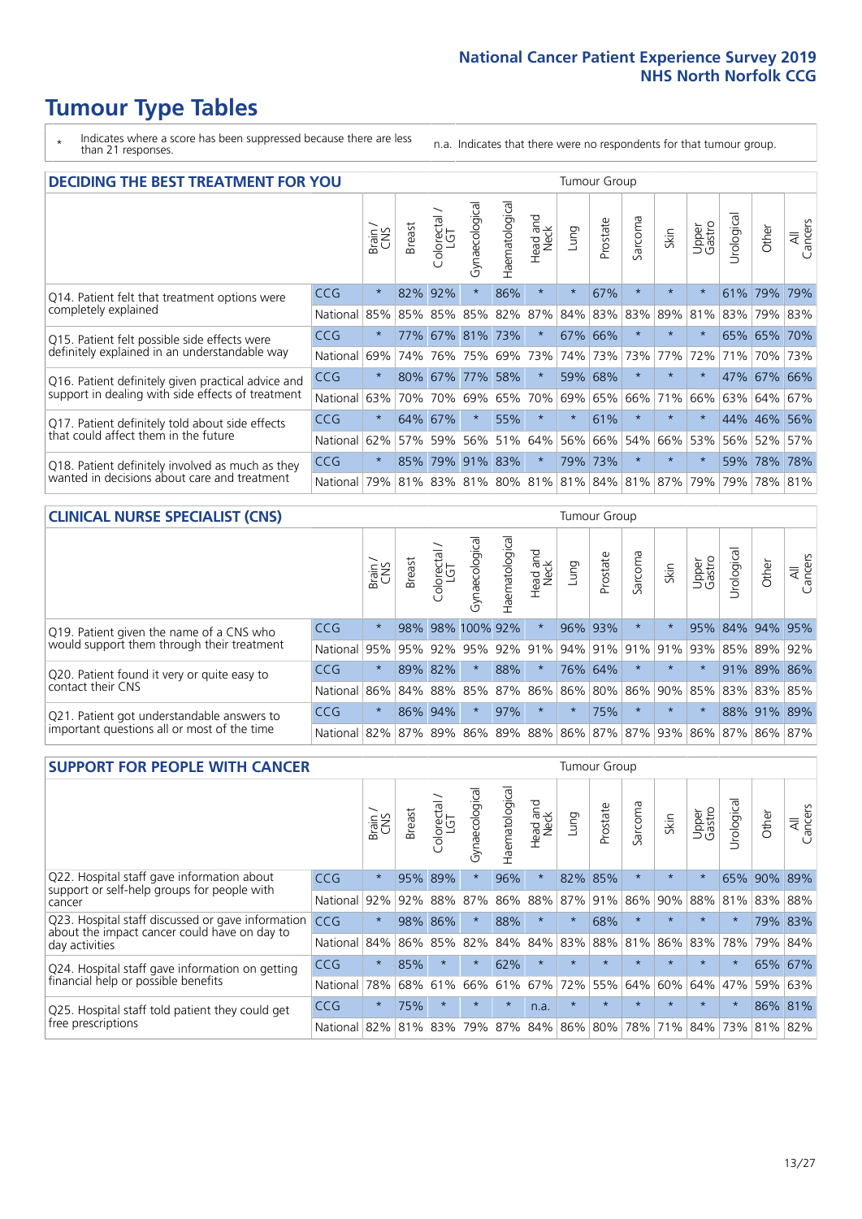# Tumour Type Tables

\* Indicates where a score has been suppressed because there are less than 21 responses.

n.a. Indicates that there were no respondents for that tumour group.

## DECIDING THE BEST TREATMENT FOR YOU

| | | Brain / CNS | Breast | Colorectal / LGT | Gynaecological | Haematological | Head and Neck | Lung | Prostate | Sarcoma | Skin | Upper Gastro | Urological | Other | All Cancers |
|---|---|---|---|---|---|---|---|---|---|---|---|---|---|---|---|
| Q14. Patient felt that treatment options were completely explained | CCG | * | 82% | 92% | * | 86% | * | * | 67% | * | * | * | 61% | 79% | 79% |
| | National | 85% | 85% | 85% | 85% | 82% | 87% | 84% | 83% | 83% | 89% | 81% | 83% | 79% | 83% |
| Q15. Patient felt possible side effects were definitely explained in an understandable way | CCG | * | 77% | 67% | 81% | 73% | * | 67% | 66% | * | * | * | 65% | 65% | 70% |
| | National | 69% | 74% | 76% | 75% | 69% | 73% | 74% | 73% | 73% | 77% | 72% | 71% | 70% | 73% |
| Q16. Patient definitely given practical advice and support in dealing with side effects of treatment | CCG | * | 80% | 67% | 77% | 58% | * | 59% | 68% | * | * | * | 47% | 67% | 66% |
| | National | 63% | 70% | 70% | 69% | 65% | 70% | 69% | 65% | 66% | 71% | 66% | 63% | 64% | 67% |
| Q17. Patient definitely told about side effects that could affect them in the future | CCG | * | 64% | 67% | * | 55% | * | * | 61% | * | * | * | 44% | 46% | 56% |
| | National | 62% | 57% | 59% | 56% | 51% | 64% | 56% | 66% | 54% | 66% | 53% | 56% | 52% | 57% |
| Q18. Patient definitely involved as much as they wanted in decisions about care and treatment | CCG | * | 85% | 79% | 91% | 83% | * | 79% | 73% | * | * | * | 59% | 78% | 78% |
| | National | 79% | 81% | 83% | 81% | 80% | 81% | 81% | 84% | 81% | 87% | 79% | 79% | 78% | 81% |

## CLINICAL NURSE SPECIALIST (CNS)

| | | Brain / CNS | Breast | Colorectal / LGT | Gynaecological | Haematological | Head and Neck | Lung | Prostate | Sarcoma | Skin | Upper Gastro | Urological | Other | All Cancers |
|---|---|---|---|---|---|---|---|---|---|---|---|---|---|---|---|
| Q19. Patient given the name of a CNS who would support them through their treatment | CCG | * | 98% | 98% | 100% | 92% | * | 96% | 93% | * | * | 95% | 84% | 94% | 95% |
| | National | 95% | 95% | 92% | 95% | 92% | 91% | 94% | 91% | 91% | 91% | 93% | 85% | 89% | 92% |
| Q20. Patient found it very or quite easy to contact their CNS | CCG | * | 89% | 82% | * | 88% | * | 76% | 64% | * | * | * | 91% | 89% | 86% |
| | National | 86% | 84% | 88% | 85% | 87% | 86% | 86% | 80% | 86% | 90% | 85% | 83% | 83% | 85% |
| Q21. Patient got understandable answers to important questions all or most of the time | CCG | * | 86% | 94% | * | 97% | * | * | 75% | * | * | * | 88% | 91% | 89% |
| | National | 82% | 87% | 89% | 86% | 89% | 88% | 86% | 87% | 87% | 93% | 86% | 87% | 86% | 87% |

## SUPPORT FOR PEOPLE WITH CANCER

| | | Brain / CNS | Breast | Colorectal / LGT | Gynaecological | Haematological | Head and Neck | Lung | Prostate | Sarcoma | Skin | Upper Gastro | Urological | Other | All Cancers |
|---|---|---|---|---|---|---|---|---|---|---|---|---|---|---|---|
| Q22. Hospital staff gave information about support or self-help groups for people with cancer | CCG | * | 95% | 89% | * | 96% | * | 82% | 85% | * | * | * | 65% | 90% | 89% |
| | National | 92% | 92% | 88% | 87% | 86% | 88% | 87% | 91% | 86% | 90% | 88% | 81% | 83% | 88% |
| Q23. Hospital staff discussed or gave information about the impact cancer could have on day to day activities | CCG | * | 98% | 86% | * | 88% | * | * | 68% | * | * | * | * | 79% | 83% |
| | National | 84% | 86% | 85% | 82% | 84% | 84% | 83% | 88% | 81% | 86% | 83% | 78% | 79% | 84% |
| Q24. Hospital staff gave information on getting financial help or possible benefits | CCG | * | 85% | * | * | 62% | * | * | * | * | * | * | * | 65% | 67% |
| | National | 78% | 68% | 61% | 66% | 61% | 67% | 72% | 55% | 64% | 60% | 64% | 47% | 59% | 63% |
| Q25. Hospital staff told patient they could get free prescriptions | CCG | * | 75% | * | * | * | n.a. | * | * | * | * | * | * | 86% | 81% |
| | National | 82% | 81% | 83% | 79% | 87% | 84% | 86% | 80% | 78% | 71% | 84% | 73% | 81% | 82% |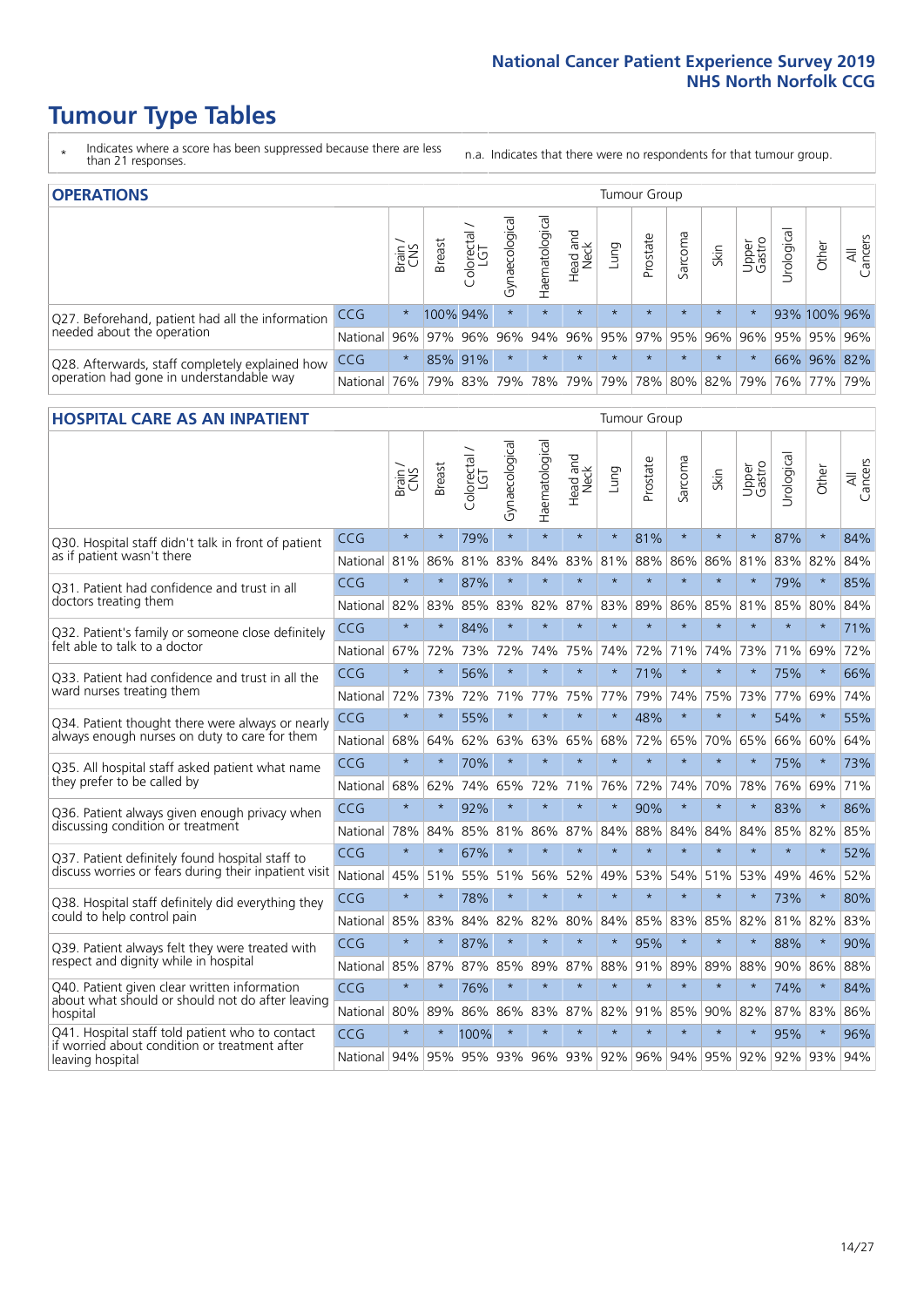# Tumour Type Tables

\* Indicates where a score has been suppressed because there are less than 21 responses.

n.a. Indicates that there were no respondents for that tumour group.

## OPERATIONS

| | | Brain / CNS | Breast | Colorectal / LGT | Gynaecological | Haematological | Head and Neck | Lung | Prostate | Sarcoma | Skin | Upper Gastro | Urological | Other | All Cancers |
|---|---|---|---|---|---|---|---|---|---|---|---|---|---|---|---|
| Q27. Beforehand, patient had all the information needed about the operation | CCG | * | 100% | 94% | * | * | * | * | * | * | * | * | 93% | 100% | 96% |
| | National | 96% | 97% | 96% | 96% | 94% | 96% | 95% | 97% | 95% | 96% | 96% | 95% | 95% | 96% |
| Q28. Afterwards, staff completely explained how operation had gone in understandable way | CCG | * | 85% | 91% | * | * | * | * | * | * | * | * | 66% | 96% | 82% |
| | National | 76% | 79% | 83% | 79% | 78% | 79% | 79% | 78% | 80% | 82% | 79% | 76% | 77% | 79% |

## HOSPITAL CARE AS AN INPATIENT

| | | Brain / CNS | Breast | Colorectal / LGT | Gynaecological | Haematological | Head and Neck | Lung | Prostate | Sarcoma | Skin | Upper Gastro | Urological | Other | All Cancers |
|---|---|---|---|---|---|---|---|---|---|---|---|---|---|---|---|
| Q30. Hospital staff didn't talk in front of patient as if patient wasn't there | CCG | * | * | 79% | * | * | * | * | 81% | * | * | * | 87% | * | 84% |
| | National | 81% | 86% | 81% | 83% | 84% | 83% | 81% | 88% | 86% | 86% | 81% | 83% | 82% | 84% |
| Q31. Patient had confidence and trust in all doctors treating them | CCG | * | * | 87% | * | * | * | * | * | * | * | * | 79% | * | 85% |
| | National | 82% | 83% | 85% | 83% | 82% | 87% | 83% | 89% | 86% | 85% | 81% | 85% | 80% | 84% |
| Q32. Patient's family or someone close definitely felt able to talk to a doctor | CCG | * | * | 84% | * | * | * | * | * | * | * | * | * | * | 71% |
| | National | 67% | 72% | 73% | 72% | 74% | 75% | 74% | 72% | 71% | 74% | 73% | 71% | 69% | 72% |
| Q33. Patient had confidence and trust in all the ward nurses treating them | CCG | * | * | 56% | * | * | * | * | 71% | * | * | * | 75% | * | 66% |
| | National | 72% | 73% | 72% | 71% | 77% | 75% | 77% | 79% | 74% | 75% | 73% | 77% | 69% | 74% |
| Q34. Patient thought there were always or nearly always enough nurses on duty to care for them | CCG | * | * | 55% | * | * | * | * | 48% | * | * | * | 54% | * | 55% |
| | National | 68% | 64% | 62% | 63% | 63% | 65% | 68% | 72% | 65% | 70% | 65% | 66% | 60% | 64% |
| Q35. All hospital staff asked patient what name they prefer to be called by | CCG | * | * | 70% | * | * | * | * | * | * | * | * | 75% | * | 73% |
| | National | 68% | 62% | 74% | 65% | 72% | 71% | 76% | 72% | 74% | 70% | 78% | 76% | 69% | 71% |
| Q36. Patient always given enough privacy when discussing condition or treatment | CCG | * | * | 92% | * | * | * | * | 90% | * | * | * | 83% | * | 86% |
| | National | 78% | 84% | 85% | 81% | 86% | 87% | 84% | 88% | 84% | 84% | 84% | 85% | 82% | 85% |
| Q37. Patient definitely found hospital staff to discuss worries or fears during their inpatient visit | CCG | * | * | 67% | * | * | * | * | * | * | * | * | * | * | 52% |
| | National | 45% | 51% | 55% | 51% | 56% | 52% | 49% | 53% | 54% | 51% | 53% | 49% | 46% | 52% |
| Q38. Hospital staff definitely did everything they could to help control pain | CCG | * | * | 78% | * | * | * | * | * | * | * | * | 73% | * | 80% |
| | National | 85% | 83% | 84% | 82% | 82% | 80% | 84% | 85% | 83% | 85% | 82% | 81% | 82% | 83% |
| Q39. Patient always felt they were treated with respect and dignity while in hospital | CCG | * | * | 87% | * | * | * | * | 95% | * | * | * | 88% | * | 90% |
| | National | 85% | 87% | 87% | 85% | 89% | 87% | 88% | 91% | 89% | 89% | 88% | 90% | 86% | 88% |
| Q40. Patient given clear written information about what should or should not do after leaving hospital | CCG | * | * | 76% | * | * | * | * | * | * | * | * | 74% | * | 84% |
| | National | 80% | 89% | 86% | 86% | 83% | 87% | 82% | 91% | 85% | 90% | 82% | 87% | 83% | 86% |
| Q41. Hospital staff told patient who to contact if worried about condition or treatment after leaving hospital | CCG | * | * | 100% | * | * | * | * | * | * | * | * | 95% | * | 96% |
| | National | 94% | 95% | 95% | 93% | 96% | 93% | 92% | 96% | 94% | 95% | 92% | 92% | 93% | 94% |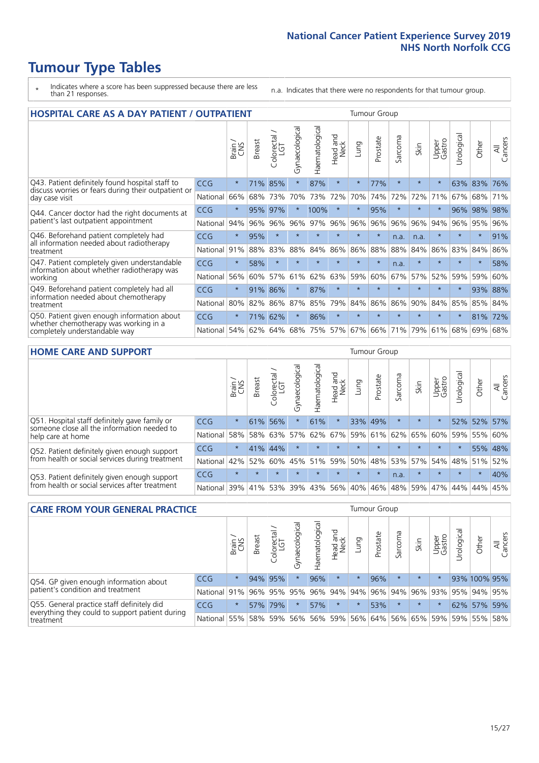# Tumour Type Tables

\* Indicates where a score has been suppressed because there are less than 21 responses.

n.a. Indicates that there were no respondents for that tumour group.

## HOSPITAL CARE AS A DAY PATIENT / OUTPATIENT

| | | Brain / CNS | Breast | Colorectal / LGT | Gynaecological | Haematological | Head and Neck | Lung | Prostate | Sarcoma | Skin | Upper Gastro | Urological | Other | All Cancers |
|---|---|---|---|---|---|---|---|---|---|---|---|---|---|---|---|
| Q43. Patient definitely found hospital staff to discuss worries or fears during their outpatient or day case visit | CCG | * | 71% | 85% | * | 87% | * | * | 77% | * | * | * | 63% | 83% | 76% |
| | National | 66% | 68% | 73% | 70% | 73% | 72% | 70% | 74% | 72% | 72% | 71% | 67% | 68% | 71% |
| Q44. Cancer doctor had the right documents at patient's last outpatient appointment | CCG | * | 95% | 97% | * | 100% | * | * | 95% | * | * | * | 96% | 98% | 98% |
| | National | 94% | 96% | 96% | 96% | 97% | 96% | 96% | 96% | 96% | 96% | 94% | 96% | 95% | 96% |
| Q46. Beforehand patient completely had all information needed about radiotherapy treatment | CCG | * | 95% | * | * | * | * | * | * | n.a. | n.a. | * | * | * | 91% |
| | National | 91% | 88% | 83% | 88% | 84% | 86% | 86% | 88% | 88% | 84% | 86% | 83% | 84% | 86% |
| Q47. Patient completely given understandable information about whether radiotherapy was working | CCG | * | 58% | * | * | * | * | * | * | n.a. | * | * | * | * | 58% |
| | National | 56% | 60% | 57% | 61% | 62% | 63% | 59% | 60% | 67% | 57% | 52% | 59% | 59% | 60% |
| Q49. Beforehand patient completely had all information needed about chemotherapy treatment | CCG | * | 91% | 86% | * | 87% | * | * | * | * | * | * | * | 93% | 88% |
| | National | 80% | 82% | 86% | 87% | 85% | 79% | 84% | 86% | 86% | 90% | 84% | 85% | 85% | 84% |
| Q50. Patient given enough information about whether chemotherapy was working in a completely understandable way | CCG | * | 71% | 62% | * | 86% | * | * | * | * | * | * | * | 81% | 72% |
| | National | 54% | 62% | 64% | 68% | 75% | 57% | 67% | 66% | 71% | 79% | 61% | 68% | 69% | 68% |

## HOME CARE AND SUPPORT

| | | Brain / CNS | Breast | Colorectal / LGT | Gynaecological | Haematological | Head and Neck | Lung | Prostate | Sarcoma | Skin | Upper Gastro | Urological | Other | All Cancers |
|---|---|---|---|---|---|---|---|---|---|---|---|---|---|---|---|
| Q51. Hospital staff definitely gave family or someone close all the information needed to help care at home | CCG | * | 61% | 56% | * | 61% | * | 33% | 49% | * | * | * | 52% | 52% | 57% |
| | National | 58% | 58% | 63% | 57% | 62% | 67% | 59% | 61% | 62% | 65% | 60% | 59% | 55% | 60% |
| Q52. Patient definitely given enough support from health or social services during treatment | CCG | * | 41% | 44% | * | * | * | * | * | * | * | * | * | 55% | 48% |
| | National | 42% | 52% | 60% | 45% | 51% | 59% | 50% | 48% | 53% | 57% | 54% | 48% | 51% | 52% |
| Q53. Patient definitely given enough support from health or social services after treatment | CCG | * | * | * | * | * | * | * | * | n.a. | * | * | * | * | 40% |
| | National | 39% | 41% | 53% | 39% | 43% | 56% | 40% | 46% | 48% | 59% | 47% | 44% | 44% | 45% |

## CARE FROM YOUR GENERAL PRACTICE

| | | Brain / CNS | Breast | Colorectal / LGT | Gynaecological | Haematological | Head and Neck | Lung | Prostate | Sarcoma | Skin | Upper Gastro | Urological | Other | All Cancers |
|---|---|---|---|---|---|---|---|---|---|---|---|---|---|---|---|
| Q54. GP given enough information about patient's condition and treatment | CCG | * | 94% | 95% | * | 96% | * | * | 96% | * | * | * | 93% | 100% | 95% |
| | National | 91% | 96% | 95% | 95% | 96% | 94% | 94% | 96% | 94% | 96% | 93% | 95% | 94% | 95% |
| Q55. General practice staff definitely did everything they could to support patient during treatment | CCG | * | 57% | 79% | * | 57% | * | * | 53% | * | * | * | 62% | 57% | 59% |
| | National | 55% | 58% | 59% | 56% | 56% | 59% | 56% | 64% | 56% | 65% | 59% | 59% | 55% | 58% |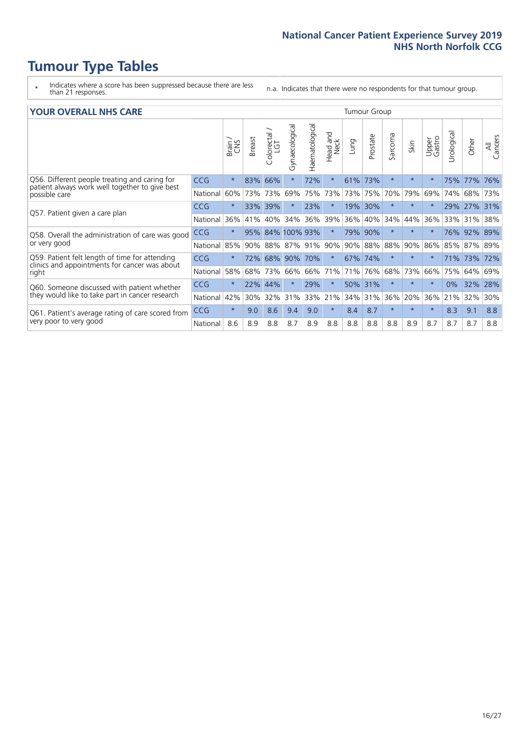# Tumour Type Tables

\* Indicates where a score has been suppressed because there are less than 21 responses.

n.a. Indicates that there were no respondents for that tumour group.

## YOUR OVERALL NHS CARE

| | | Brain / CNS | Breast | Colorectal / LGT | Gynaecological | Haematological | Head and Neck | Lung | Prostate | Sarcoma | Skin | Upper Gastro | Urological | Other | All Cancers |
|---|---|---|---|---|---|---|---|---|---|---|---|---|---|---|---|
| Q56. Different people treating and caring for patient always work well together to give best possible care | CCG | * | 83% | 66% | * | 72% | * | 61% | 73% | * | * | * | 75% | 77% | 76% |
| | National | 60% | 73% | 73% | 69% | 75% | 73% | 73% | 75% | 70% | 79% | 69% | 74% | 68% | 73% |
| Q57. Patient given a care plan | CCG | * | 33% | 39% | * | 23% | * | 19% | 30% | * | * | * | 29% | 27% | 31% |
| | National | 36% | 41% | 40% | 34% | 36% | 39% | 36% | 40% | 34% | 44% | 36% | 33% | 31% | 38% |
| Q58. Overall the administration of care was good or very good | CCG | * | 95% | 84% | 100% | 93% | * | 79% | 90% | * | * | * | 76% | 92% | 89% |
| | National | 85% | 90% | 88% | 87% | 91% | 90% | 90% | 88% | 88% | 90% | 86% | 85% | 87% | 89% |
| Q59. Patient felt length of time for attending clinics and appointments for cancer was about right | CCG | * | 72% | 68% | 90% | 70% | * | 67% | 74% | * | * | * | 71% | 73% | 72% |
| | National | 58% | 68% | 73% | 66% | 66% | 71% | 71% | 76% | 68% | 73% | 66% | 75% | 64% | 69% |
| Q60. Someone discussed with patient whether they would like to take part in cancer research | CCG | * | 22% | 44% | * | 29% | * | 50% | 31% | * | * | * | 0% | 32% | 28% |
| | National | 42% | 30% | 32% | 31% | 33% | 21% | 34% | 31% | 36% | 20% | 36% | 21% | 32% | 30% |
| Q61. Patient's average rating of care scored from very poor to very good | CCG | * | 9.0 | 8.6 | 9.4 | 9.0 | * | 8.4 | 8.7 | * | * | * | 8.3 | 9.1 | 8.8 |
| | National | 8.6 | 8.9 | 8.8 | 8.7 | 8.9 | 8.8 | 8.8 | 8.8 | 8.8 | 8.9 | 8.7 | 8.7 | 8.7 | 8.8 |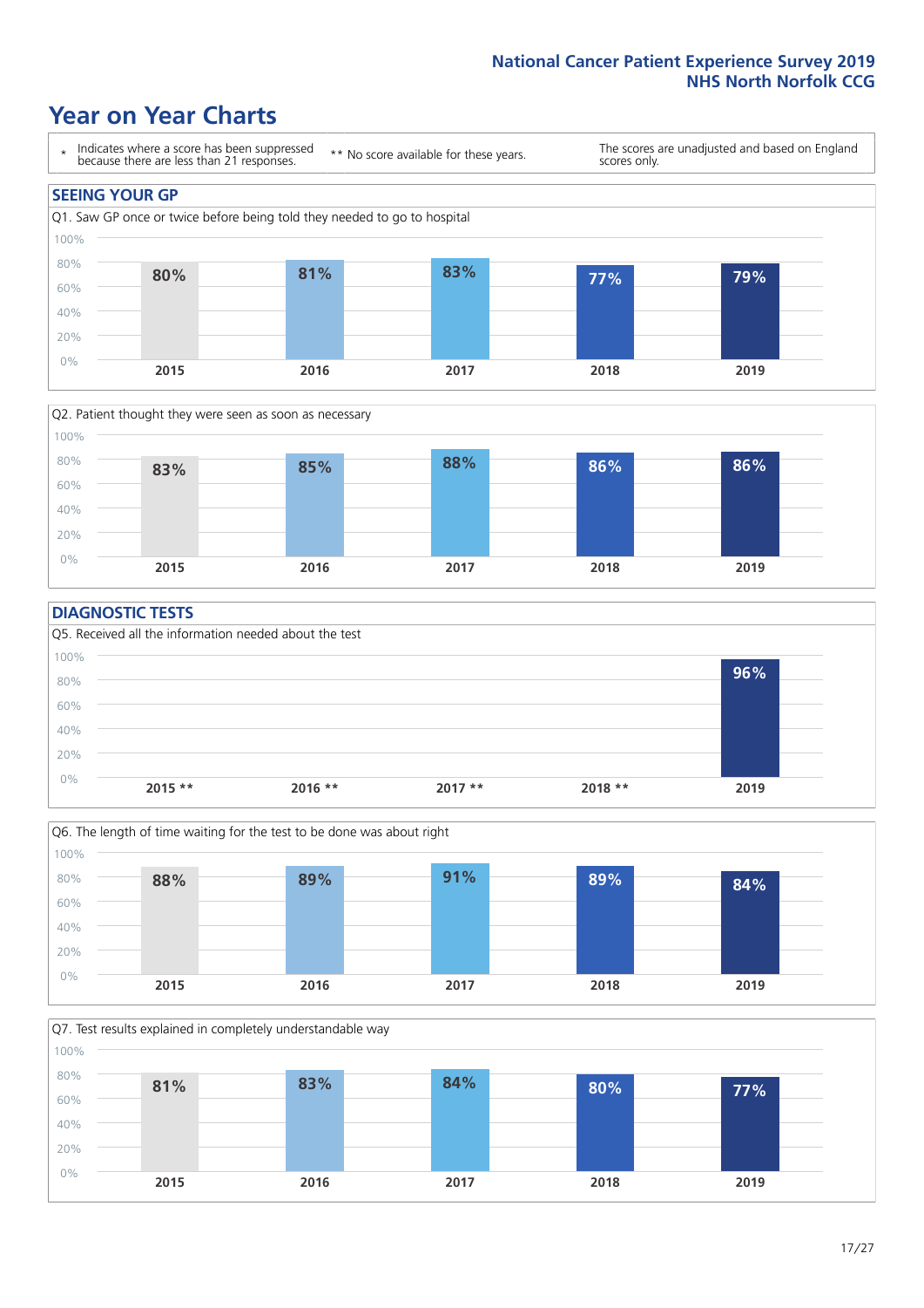# Year on Year Charts

\* Indicates where a score has been suppressed because there are less than 21 responses.

** No score available for these years.

The scores are unadjusted and based on England scores only.

## SEEING YOUR GP

Q1. Saw GP once or twice before being told they needed to go to hospital

| 2015 | 2016 | 2017 | 2018 | 2019 |
|---|---|---|---|---|
| 80% | 81% | 83% | 77% | 79% |

Q2. Patient thought they were seen as soon as necessary

| 2015 | 2016 | 2017 | 2018 | 2019 |
|---|---|---|---|---|
| 83% | 85% | 88% | 86% | 86% |

## DIAGNOSTIC TESTS

Q5. Received all the information needed about the test

| 2015 ** | 2016 ** | 2017 ** | 2018 ** | 2019 |
|---|---|---|---|---|
| | | | | 96% |

Q6. The length of time waiting for the test to be done was about right

| 2015 | 2016 | 2017 | 2018 | 2019 |
|---|---|---|---|---|
| 88% | 89% | 91% | 89% | 84% |

Q7. Test results explained in completely understandable way

| 2015 | 2016 | 2017 | 2018 | 2019 |
|---|---|---|---|---|
| 81% | 83% | 84% | 80% | 77% |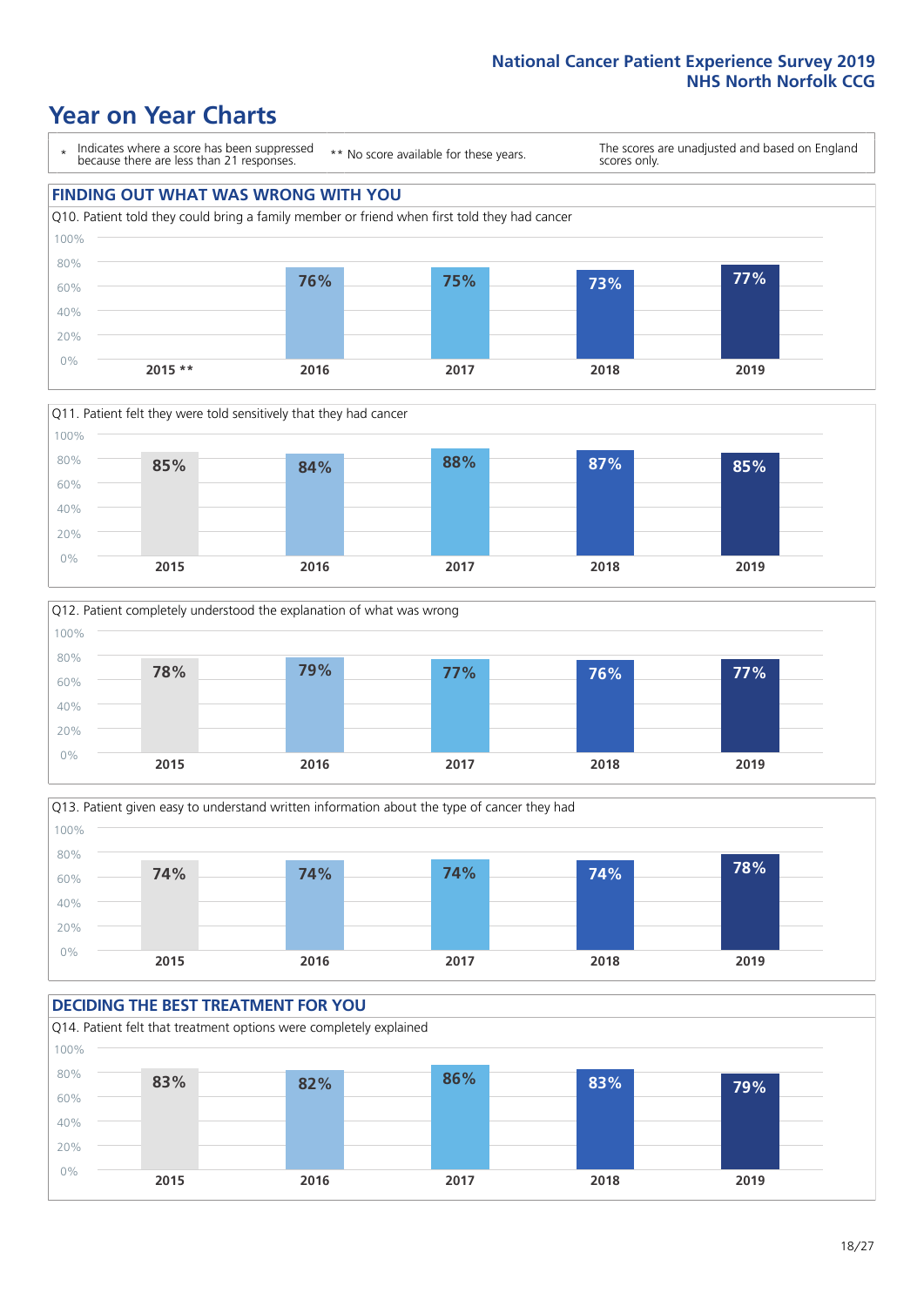# Year on Year Charts

\* Indicates where a score has been suppressed because there are less than 21 responses.

\*\* No score available for these years.

The scores are unadjusted and based on England scores only.

## FINDING OUT WHAT WAS WRONG WITH YOU

Q10. Patient told they could bring a family member or friend when first told they had cancer

| 2015 ** | 2016 | 2017 | 2018 | 2019 |
|---|---|---|---|---|
| | 76% | 75% | 73% | 77% |

Q11. Patient felt they were told sensitively that they had cancer

| 2015 | 2016 | 2017 | 2018 | 2019 |
|---|---|---|---|---|
| 85% | 84% | 88% | 87% | 85% |

Q12. Patient completely understood the explanation of what was wrong

| 2015 | 2016 | 2017 | 2018 | 2019 |
|---|---|---|---|---|
| 78% | 79% | 77% | 76% | 77% |

Q13. Patient given easy to understand written information about the type of cancer they had

| 2015 | 2016 | 2017 | 2018 | 2019 |
|---|---|---|---|---|
| 74% | 74% | 74% | 74% | 78% |

## DECIDING THE BEST TREATMENT FOR YOU

Q14. Patient felt that treatment options were completely explained

| 2015 | 2016 | 2017 | 2018 | 2019 |
|---|---|---|---|---|
| 83% | 82% | 86% | 83% | 79% |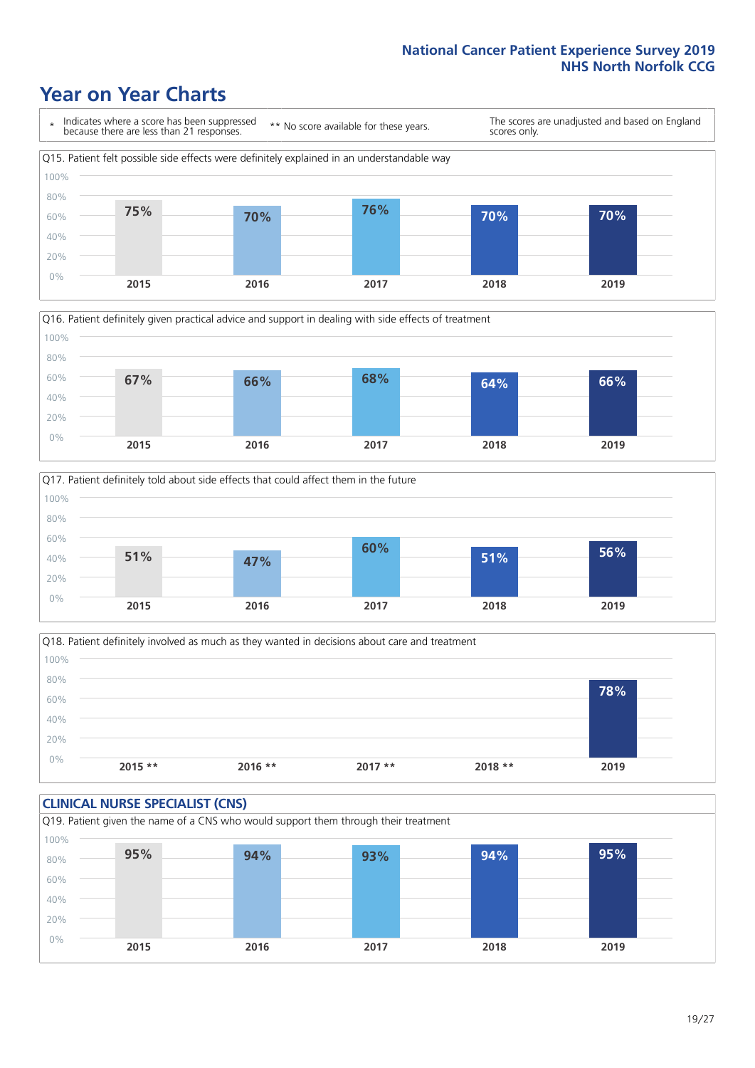# Year on Year Charts

\* Indicates where a score has been suppressed because there are less than 21 responses.

** No score available for these years.

The scores are unadjusted and based on England scores only.

Q15. Patient felt possible side effects were definitely explained in an understandable way

| 2015 | 2016 | 2017 | 2018 | 2019 |
|---|---|---|---|---|
| 75% | 70% | 76% | 70% | 70% |

Q16. Patient definitely given practical advice and support in dealing with side effects of treatment

| 2015 | 2016 | 2017 | 2018 | 2019 |
|---|---|---|---|---|
| 67% | 66% | 68% | 64% | 66% |

Q17. Patient definitely told about side effects that could affect them in the future

| 2015 | 2016 | 2017 | 2018 | 2019 |
|---|---|---|---|---|
| 51% | 47% | 60% | 51% | 56% |

Q18. Patient definitely involved as much as they wanted in decisions about care and treatment

| 2015 ** | 2016 ** | 2017 ** | 2018 ** | 2019 |
|---|---|---|---|---|
| | | | | 78% |

## CLINICAL NURSE SPECIALIST (CNS)

Q19. Patient given the name of a CNS who would support them through their treatment

| 2015 | 2016 | 2017 | 2018 | 2019 |
|---|---|---|---|---|
| 95% | 94% | 93% | 94% | 95% |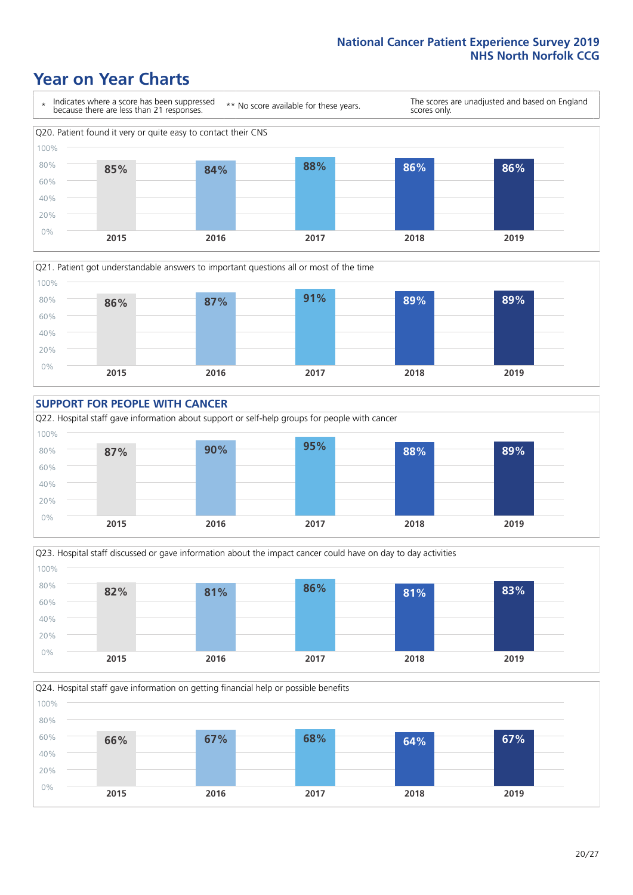# Year on Year Charts

\* Indicates where a score has been suppressed because there are less than 21 responses.

\*\* No score available for these years.

The scores are unadjusted and based on England scores only.

Q20. Patient found it very or quite easy to contact their CNS

| 2015 | 2016 | 2017 | 2018 | 2019 |
|---|---|---|---|---|
| 85% | 84% | 88% | 86% | 86% |

Q21. Patient got understandable answers to important questions all or most of the time

| 2015 | 2016 | 2017 | 2018 | 2019 |
|---|---|---|---|---|
| 86% | 87% | 91% | 89% | 89% |

## SUPPORT FOR PEOPLE WITH CANCER

Q22. Hospital staff gave information about support or self-help groups for people with cancer

| 2015 | 2016 | 2017 | 2018 | 2019 |
|---|---|---|---|---|
| 87% | 90% | 95% | 88% | 89% |

Q23. Hospital staff discussed or gave information about the impact cancer could have on day to day activities

| 2015 | 2016 | 2017 | 2018 | 2019 |
|---|---|---|---|---|
| 82% | 81% | 86% | 81% | 83% |

Q24. Hospital staff gave information on getting financial help or possible benefits

| 2015 | 2016 | 2017 | 2018 | 2019 |
|---|---|---|---|---|
| 66% | 67% | 68% | 64% | 67% |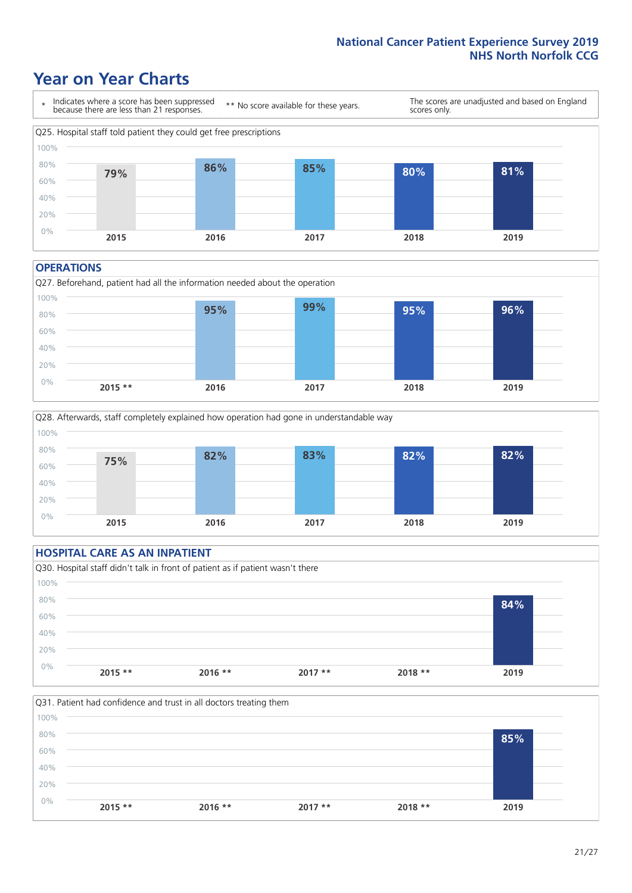# Year on Year Charts

\* Indicates where a score has been suppressed because there are less than 21 responses.

** No score available for these years.

The scores are unadjusted and based on England scores only.

Q25. Hospital staff told patient they could get free prescriptions

| 2015 | 2016 | 2017 | 2018 | 2019 |
|---|---|---|---|---|
| 79% | 86% | 85% | 80% | 81% |

## OPERATIONS

Q27. Beforehand, patient had all the information needed about the operation

| 2015 ** | 2016 | 2017 | 2018 | 2019 |
|---|---|---|---|---|
| | 95% | 99% | 95% | 96% |

Q28. Afterwards, staff completely explained how operation had gone in understandable way

| 2015 | 2016 | 2017 | 2018 | 2019 |
|---|---|---|---|---|
| 75% | 82% | 83% | 82% | 82% |

## HOSPITAL CARE AS AN INPATIENT

Q30. Hospital staff didn't talk in front of patient as if patient wasn't there

| 2015 ** | 2016 ** | 2017 ** | 2018 ** | 2019 |
|---|---|---|---|---|
| | | | | 84% |

Q31. Patient had confidence and trust in all doctors treating them

| 2015 ** | 2016 ** | 2017 ** | 2018 ** | 2019 |
|---|---|---|---|---|
| | | | | 85% |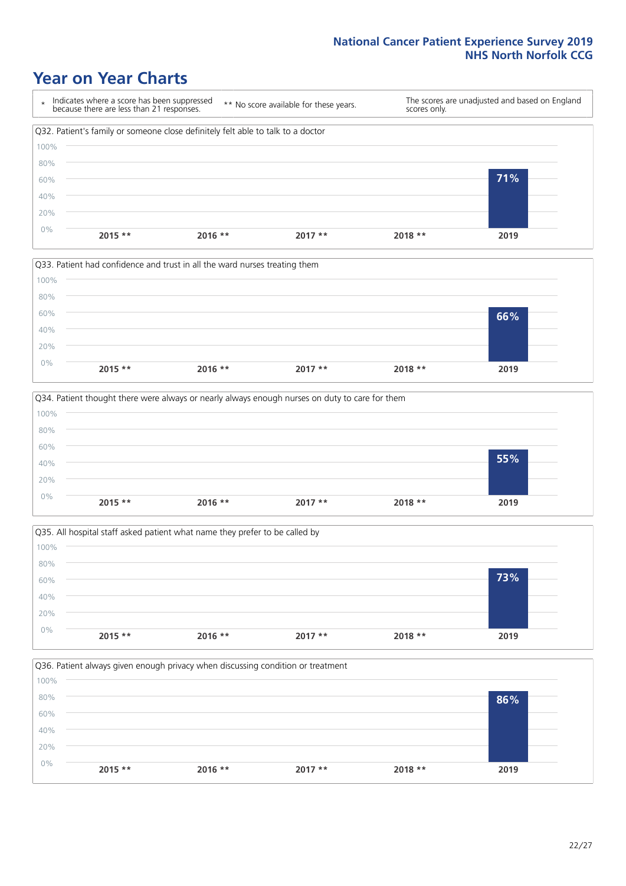# Year on Year Charts

\* Indicates where a score has been suppressed because there are less than 21 responses. ** No score available for these years. The scores are unadjusted and based on England scores only.

Q32. Patient's family or someone close definitely felt able to talk to a doctor

| 2015 ** | 2016 ** | 2017 ** | 2018 ** | 2019 |
|---|---|---|---|---|
| | | | | 71% |

Q33. Patient had confidence and trust in all the ward nurses treating them

| 2015 ** | 2016 ** | 2017 ** | 2018 ** | 2019 |
|---|---|---|---|---|
| | | | | 66% |

Q34. Patient thought there were always or nearly always enough nurses on duty to care for them

| 2015 ** | 2016 ** | 2017 ** | 2018 ** | 2019 |
|---|---|---|---|---|
| | | | | 55% |

Q35. All hospital staff asked patient what name they prefer to be called by

| 2015 ** | 2016 ** | 2017 ** | 2018 ** | 2019 |
|---|---|---|---|---|
| | | | | 73% |

Q36. Patient always given enough privacy when discussing condition or treatment

| 2015 ** | 2016 ** | 2017 ** | 2018 ** | 2019 |
|---|---|---|---|---|
| | | | | 86% |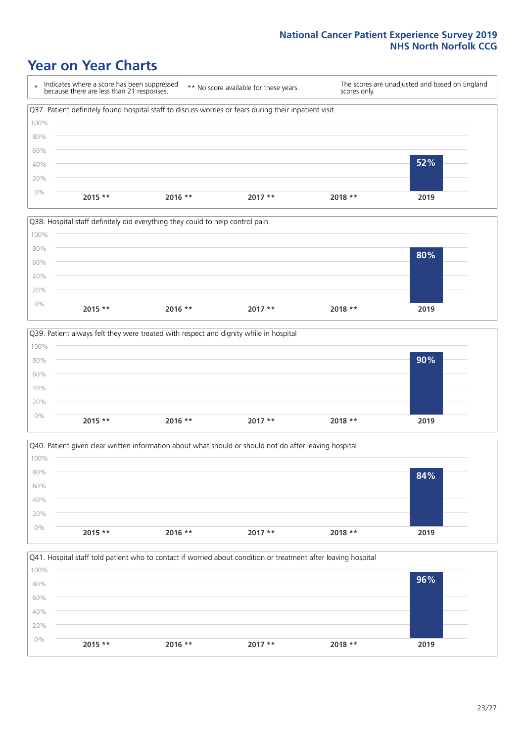# Year on Year Charts

\* Indicates where a score has been suppressed because there are less than 21 responses.

** No score available for these years.

The scores are unadjusted and based on England scores only.

Q37. Patient definitely found hospital staff to discuss worries or fears during their inpatient visit

| 2015 ** | 2016 ** | 2017 ** | 2018 ** | 2019 |
|---|---|---|---|---|
| | | | | 52% |

Q38. Hospital staff definitely did everything they could to help control pain

| 2015 ** | 2016 ** | 2017 ** | 2018 ** | 2019 |
|---|---|---|---|---|
| | | | | 80% |

Q39. Patient always felt they were treated with respect and dignity while in hospital

| 2015 ** | 2016 ** | 2017 ** | 2018 ** | 2019 |
|---|---|---|---|---|
| | | | | 90% |

Q40. Patient given clear written information about what should or should not do after leaving hospital

| 2015 ** | 2016 ** | 2017 ** | 2018 ** | 2019 |
|---|---|---|---|---|
| | | | | 84% |

Q41. Hospital staff told patient who to contact if worried about condition or treatment after leaving hospital

| 2015 ** | 2016 ** | 2017 ** | 2018 ** | 2019 |
|---|---|---|---|---|
| | | | | 96% |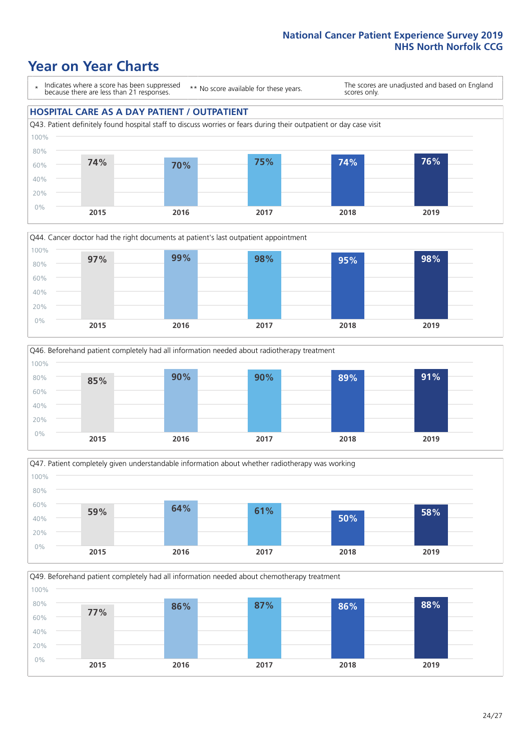# Year on Year Charts

\* Indicates where a score has been suppressed because there are less than 21 responses.

** No score available for these years.

The scores are unadjusted and based on England scores only.

## HOSPITAL CARE AS A DAY PATIENT / OUTPATIENT

Q43. Patient definitely found hospital staff to discuss worries or fears during their outpatient or day case visit

| 2015 | 2016 | 2017 | 2018 | 2019 |
|---|---|---|---|---|
| 74% | 70% | 75% | 74% | 76% |

Q44. Cancer doctor had the right documents at patient's last outpatient appointment

| 2015 | 2016 | 2017 | 2018 | 2019 |
|---|---|---|---|---|
| 97% | 99% | 98% | 95% | 98% |

Q46. Beforehand patient completely had all information needed about radiotherapy treatment

| 2015 | 2016 | 2017 | 2018 | 2019 |
|---|---|---|---|---|
| 85% | 90% | 90% | 89% | 91% |

Q47. Patient completely given understandable information about whether radiotherapy was working

| 2015 | 2016 | 2017 | 2018 | 2019 |
|---|---|---|---|---|
| 59% | 64% | 61% | 50% | 58% |

Q49. Beforehand patient completely had all information needed about chemotherapy treatment

| 2015 | 2016 | 2017 | 2018 | 2019 |
|---|---|---|---|---|
| 77% | 86% | 87% | 86% | 88% |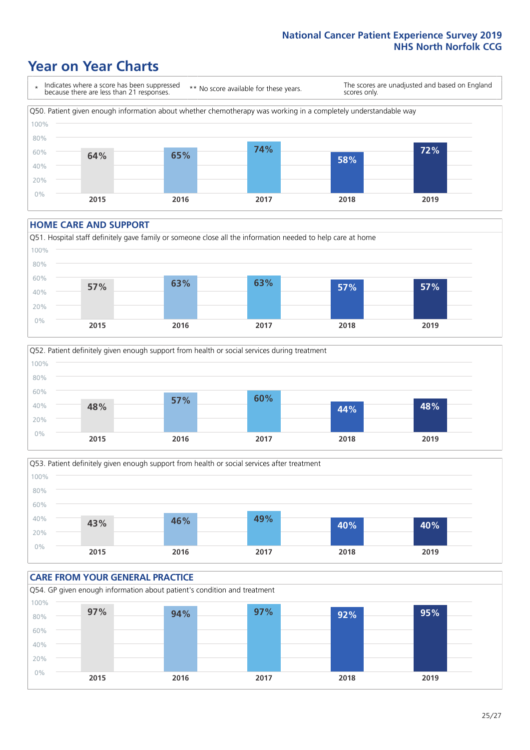# Year on Year Charts

\* Indicates where a score has been suppressed because there are less than 21 responses.

** No score available for these years.

The scores are unadjusted and based on England scores only.

Q50. Patient given enough information about whether chemotherapy was working in a completely understandable way

| 2015 | 2016 | 2017 | 2018 | 2019 |
|---|---|---|---|---|
| 64% | 65% | 74% | 58% | 72% |

## HOME CARE AND SUPPORT

Q51. Hospital staff definitely gave family or someone close all the information needed to help care at home

| 2015 | 2016 | 2017 | 2018 | 2019 |
|---|---|---|---|---|
| 57% | 63% | 63% | 57% | 57% |

Q52. Patient definitely given enough support from health or social services during treatment

| 2015 | 2016 | 2017 | 2018 | 2019 |
|---|---|---|---|---|
| 48% | 57% | 60% | 44% | 48% |

Q53. Patient definitely given enough support from health or social services after treatment

| 2015 | 2016 | 2017 | 2018 | 2019 |
|---|---|---|---|---|
| 43% | 46% | 49% | 40% | 40% |

## CARE FROM YOUR GENERAL PRACTICE

Q54. GP given enough information about patient's condition and treatment

| 2015 | 2016 | 2017 | 2018 | 2019 |
|---|---|---|---|---|
| 97% | 94% | 97% | 92% | 95% |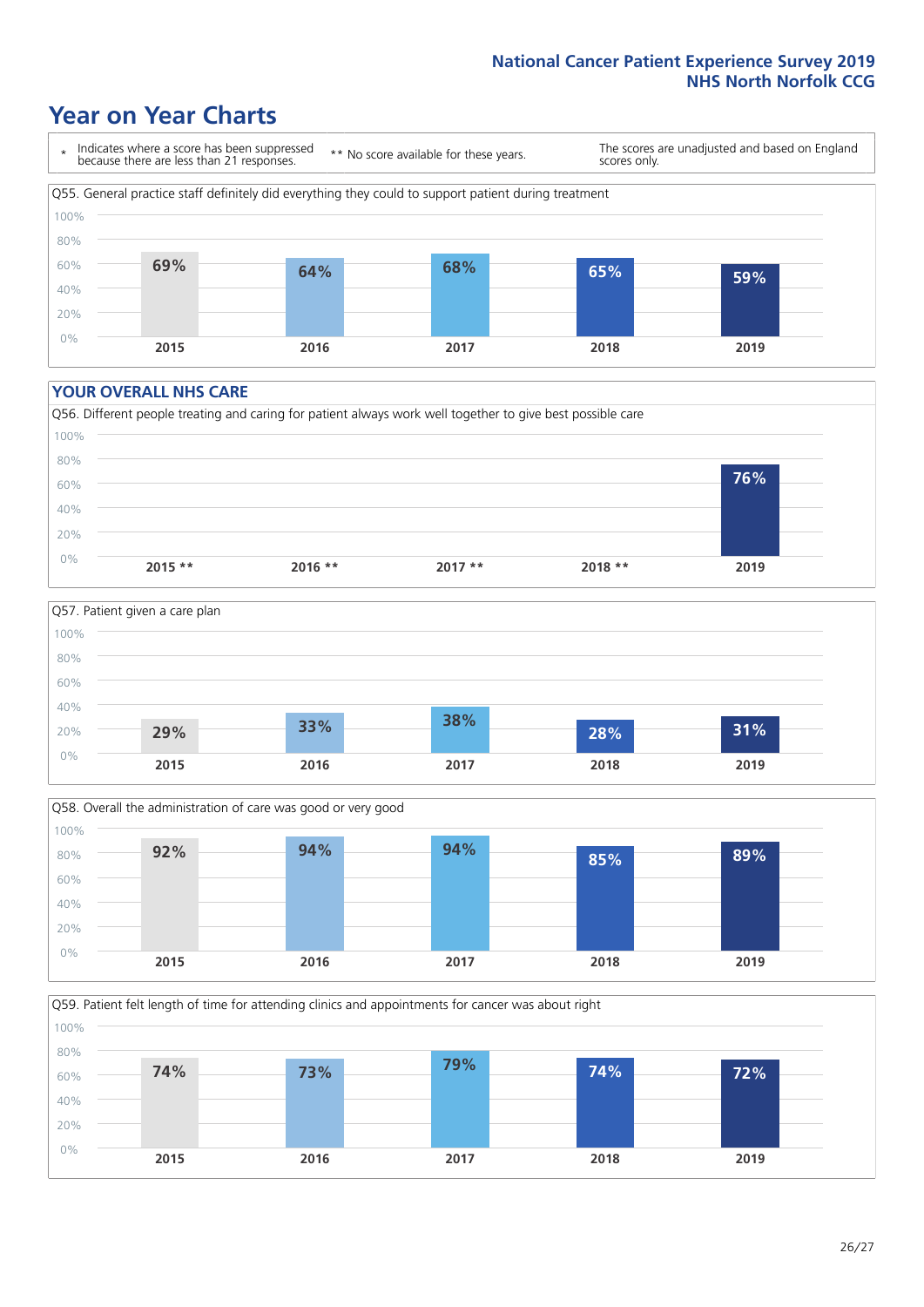# Year on Year Charts

\* Indicates where a score has been suppressed because there are less than 21 responses.

** No score available for these years.

The scores are unadjusted and based on England scores only.

Q55. General practice staff definitely did everything they could to support patient during treatment

| 2015 | 2016 | 2017 | 2018 | 2019 |
|---|---|---|---|---|
| 69% | 64% | 68% | 65% | 59% |

## YOUR OVERALL NHS CARE

Q56. Different people treating and caring for patient always work well together to give best possible care

| 2015 ** | 2016 ** | 2017 ** | 2018 ** | 2019 |
|---|---|---|---|---|
| | | | | 76% |

Q57. Patient given a care plan

| 2015 | 2016 | 2017 | 2018 | 2019 |
|---|---|---|---|---|
| 29% | 33% | 38% | 28% | 31% |

Q58. Overall the administration of care was good or very good

| 2015 | 2016 | 2017 | 2018 | 2019 |
|---|---|---|---|---|
| 92% | 94% | 94% | 85% | 89% |

Q59. Patient felt length of time for attending clinics and appointments for cancer was about right

| 2015 | 2016 | 2017 | 2018 | 2019 |
|---|---|---|---|---|
| 74% | 73% | 79% | 74% | 72% |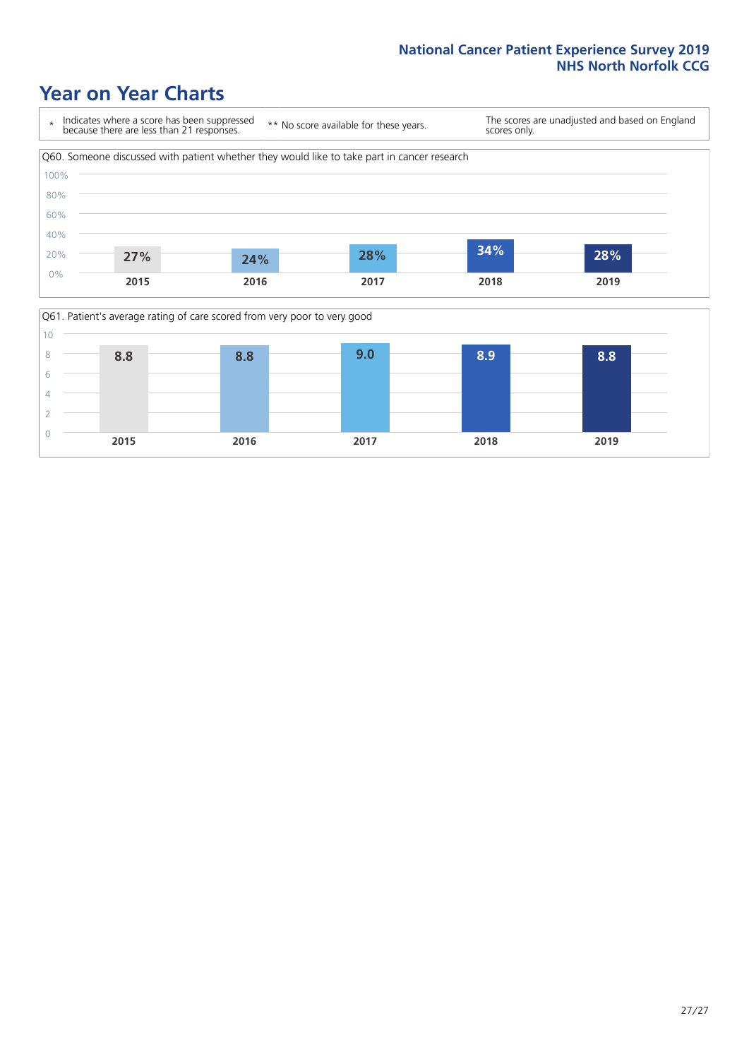# Year on Year Charts

\* Indicates where a score has been suppressed because there are less than 21 responses.

\*\* No score available for these years.

The scores are unadjusted and based on England scores only.

Q60. Someone discussed with patient whether they would like to take part in cancer research

100%
80%
60%
40%
20%
0%

27% 2015
24% 2016
28% 2017
34% 2018
28% 2019

Q61. Patient's average rating of care scored from very poor to very good

10
8
6
4
2
0

8.8 2015
8.8 2016
9.0 2017
8.9 2018
8.8 2019